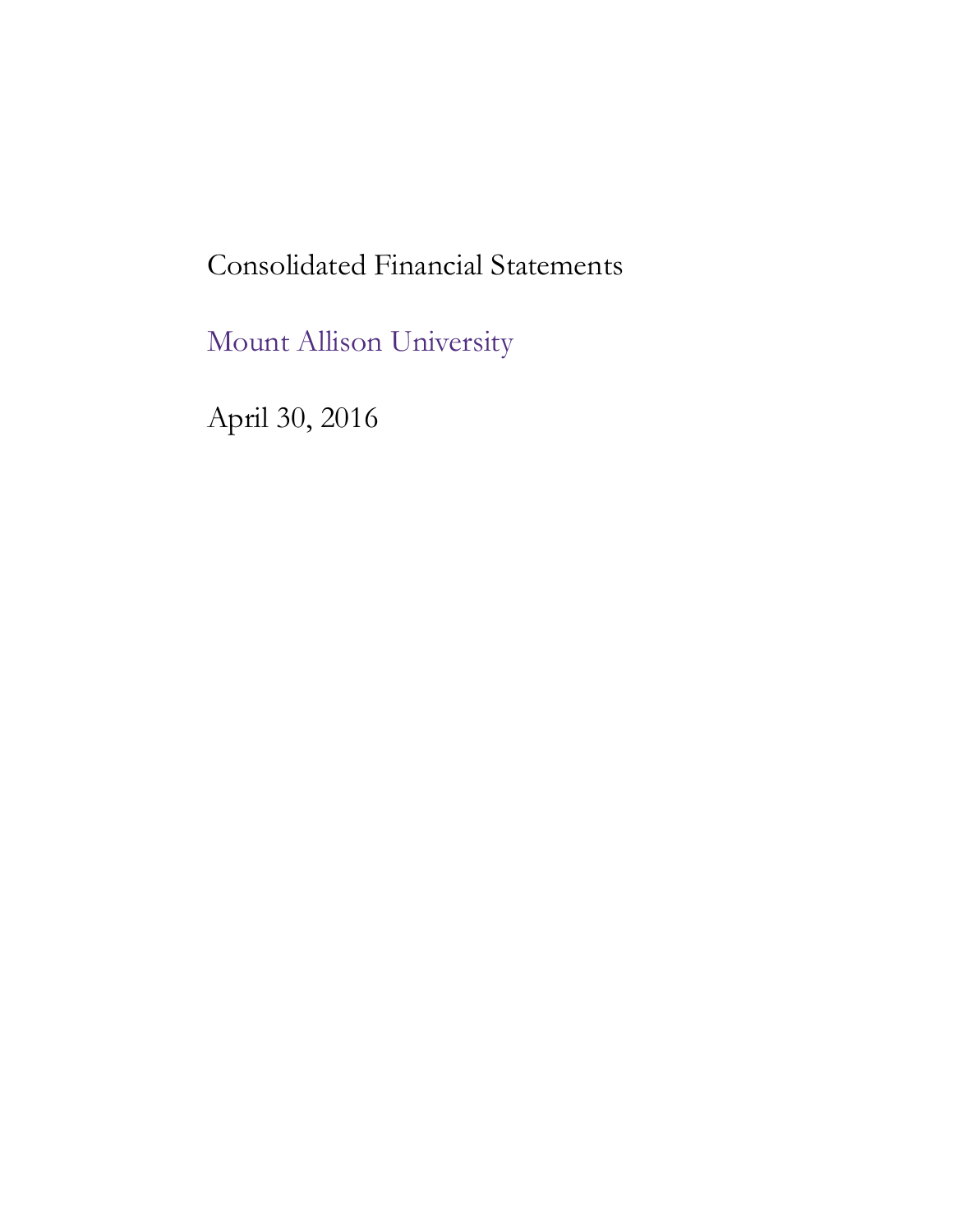# Consolidated Financial Statements

## Mount Allison University

April 30, 2016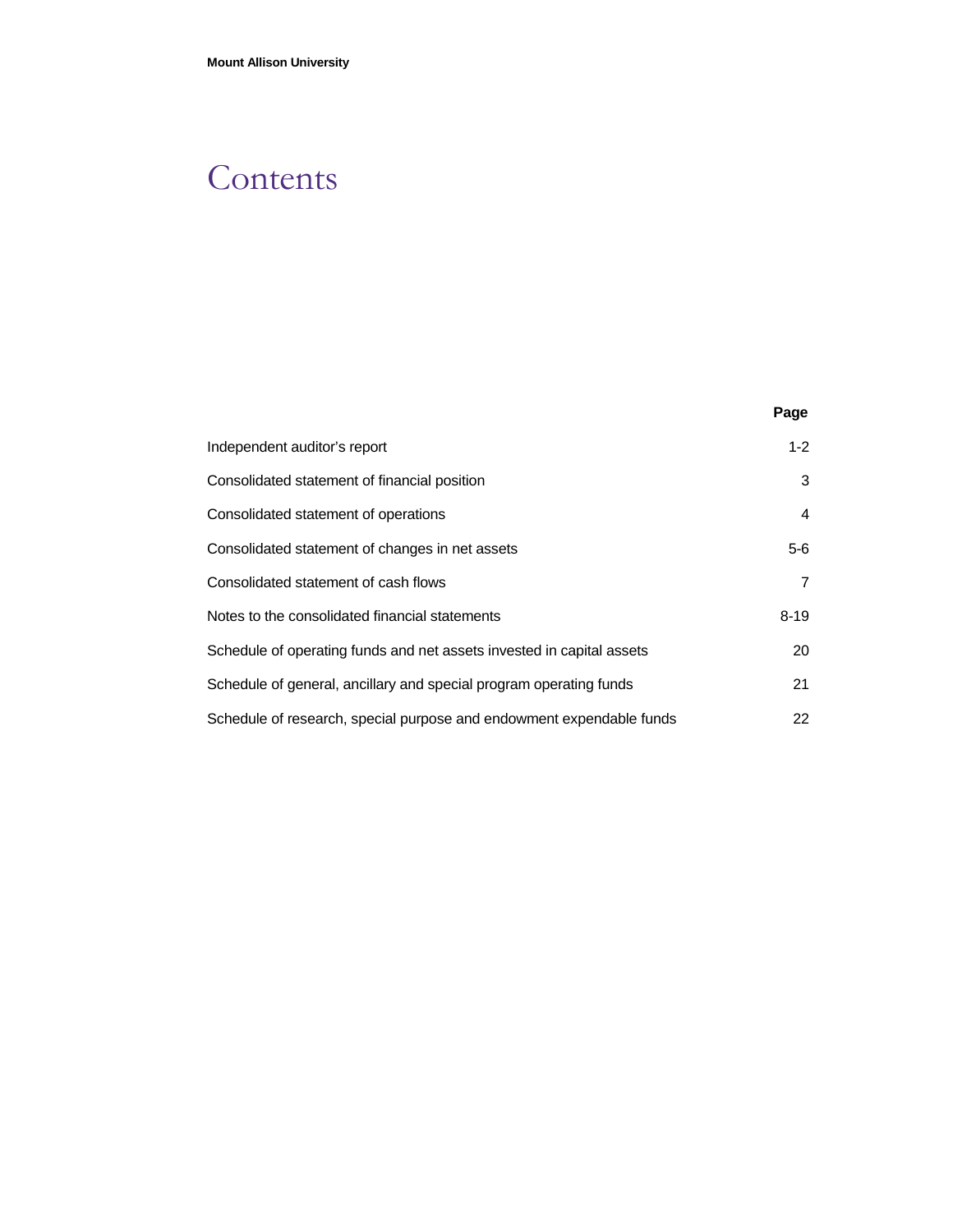# Contents

| | Page |
|---|---|
| Independent auditor's report | 1-2 |
| Consolidated statement of financial position | 3 |
| Consolidated statement of operations | 4 |
| Consolidated statement of changes in net assets | 5-6 |
| Consolidated statement of cash flows | 7 |
| Notes to the consolidated financial statements | 8-19 |
| Schedule of operating funds and net assets invested in capital assets | 20 |
| Schedule of general, ancillary and special program operating funds | 21 |
| Schedule of research, special purpose and endowment expendable funds | 22 |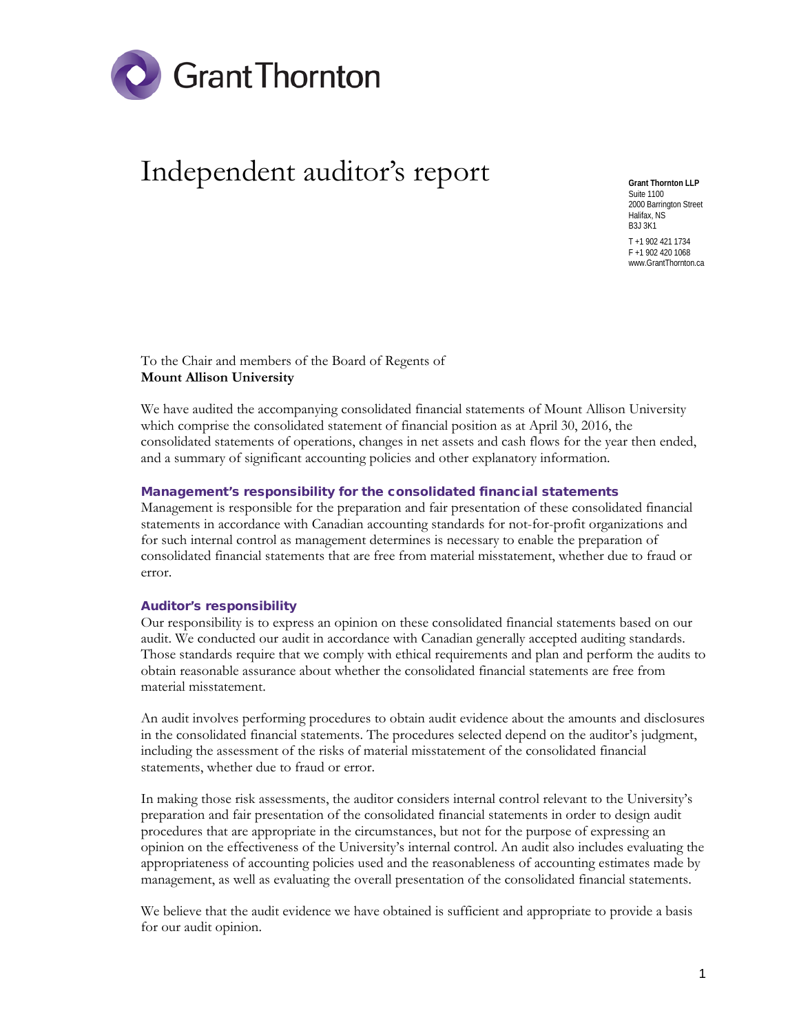Grant Thornton

# Independent auditor's report

**Grant Thornton LLP**
Suite 1100
2000 Barrington Street
Halifax, NS
B3J 3K1

T +1 902 421 1734
F +1 902 420 1068
www.GrantThornton.ca

To the Chair and members of the Board of Regents of
**Mount Allison University**

We have audited the accompanying consolidated financial statements of Mount Allison University which comprise the consolidated statement of financial position as at April 30, 2016, the consolidated statements of operations, changes in net assets and cash flows for the year then ended, and a summary of significant accounting policies and other explanatory information.

### Management's responsibility for the consolidated financial statements

Management is responsible for the preparation and fair presentation of these consolidated financial statements in accordance with Canadian accounting standards for not-for-profit organizations and for such internal control as management determines is necessary to enable the preparation of consolidated financial statements that are free from material misstatement, whether due to fraud or error.

### Auditor's responsibility

Our responsibility is to express an opinion on these consolidated financial statements based on our audit. We conducted our audit in accordance with Canadian generally accepted auditing standards. Those standards require that we comply with ethical requirements and plan and perform the audits to obtain reasonable assurance about whether the consolidated financial statements are free from material misstatement.

An audit involves performing procedures to obtain audit evidence about the amounts and disclosures in the consolidated financial statements. The procedures selected depend on the auditor's judgment, including the assessment of the risks of material misstatement of the consolidated financial statements, whether due to fraud or error.

In making those risk assessments, the auditor considers internal control relevant to the University's preparation and fair presentation of the consolidated financial statements in order to design audit procedures that are appropriate in the circumstances, but not for the purpose of expressing an opinion on the effectiveness of the University's internal control. An audit also includes evaluating the appropriateness of accounting policies used and the reasonableness of accounting estimates made by management, as well as evaluating the overall presentation of the consolidated financial statements.

We believe that the audit evidence we have obtained is sufficient and appropriate to provide a basis for our audit opinion.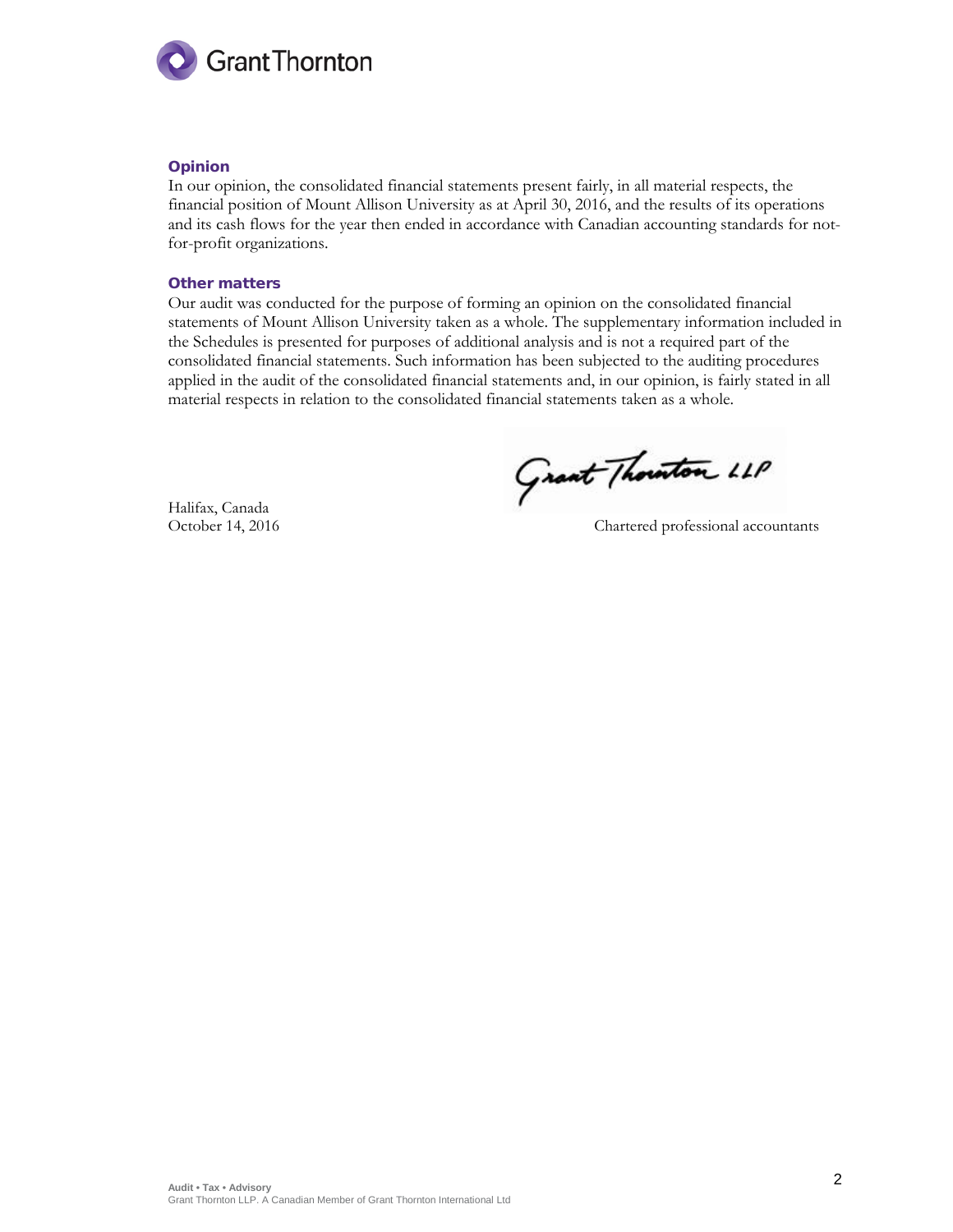### Opinion

In our opinion, the consolidated financial statements present fairly, in all material respects, the financial position of Mount Allison University as at April 30, 2016, and the results of its operations and its cash flows for the year then ended in accordance with Canadian accounting standards for not-for-profit organizations.

### Other matters

Our audit was conducted for the purpose of forming an opinion on the consolidated financial statements of Mount Allison University taken as a whole. The supplementary information included in the Schedules is presented for purposes of additional analysis and is not a required part of the consolidated financial statements. Such information has been subjected to the auditing procedures applied in the audit of the consolidated financial statements and, in our opinion, is fairly stated in all material respects in relation to the consolidated financial statements taken as a whole.

Grant Thornton LLP

Halifax, Canada
October 14, 2016

Chartered professional accountants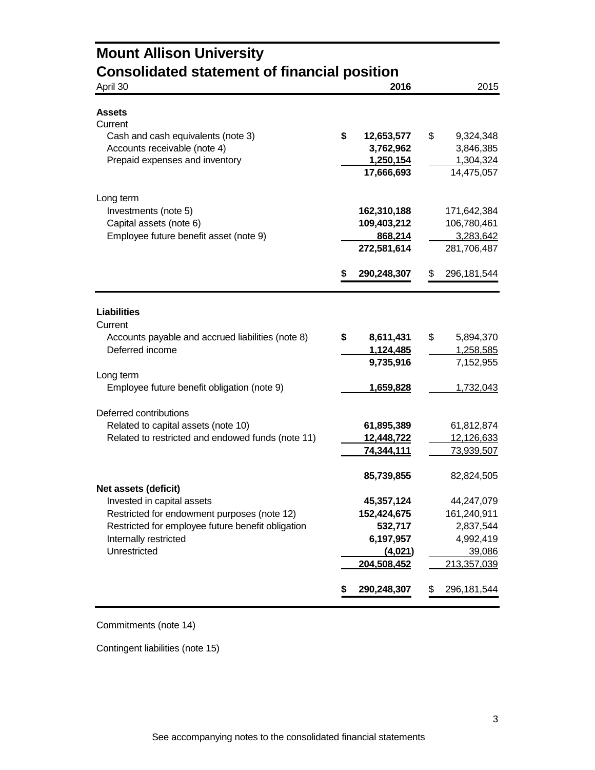# Mount Allison University

## Consolidated statement of financial position

| April 30 | 2016 | 2015 |
|---|---|---|
| **Assets** | | |
| Current | | |
| Cash and cash equivalents (note 3) | $ 12,653,577 | $ 9,324,348 |
| Accounts receivable (note 4) | 3,762,962 | 3,846,385 |
| Prepaid expenses and inventory | 1,250,154 | 1,304,324 |
| | 17,666,693 | 14,475,057 |
| Long term | | |
| Investments (note 5) | 162,310,188 | 171,642,384 |
| Capital assets (note 6) | 109,403,212 | 106,780,461 |
| Employee future benefit asset (note 9) | 868,214 | 3,283,642 |
| | 272,581,614 | 281,706,487 |
| | $ 290,248,307 | $ 296,181,544 |
| **Liabilities** | | |
| Current | | |
| Accounts payable and accrued liabilities (note 8) | $ 8,611,431 | $ 5,894,370 |
| Deferred income | 1,124,485 | 1,258,585 |
| | 9,735,916 | 7,152,955 |
| Long term | | |
| Employee future benefit obligation (note 9) | 1,659,828 | 1,732,043 |
| Deferred contributions | | |
| Related to capital assets (note 10) | 61,895,389 | 61,812,874 |
| Related to restricted and endowed funds (note 11) | 12,448,722 | 12,126,633 |
| | 74,344,111 | 73,939,507 |
| | 85,739,855 | 82,824,505 |
| **Net assets (deficit)** | | |
| Invested in capital assets | 45,357,124 | 44,247,079 |
| Restricted for endowment purposes (note 12) | 152,424,675 | 161,240,911 |
| Restricted for employee future benefit obligation | 532,717 | 2,837,544 |
| Internally restricted | 6,197,957 | 4,992,419 |
| Unrestricted | (4,021) | 39,086 |
| | 204,508,452 | 213,357,039 |
| | $ 290,248,307 | $ 296,181,544 |

Commitments (note 14)

Contingent liabilities (note 15)

See accompanying notes to the consolidated financial statements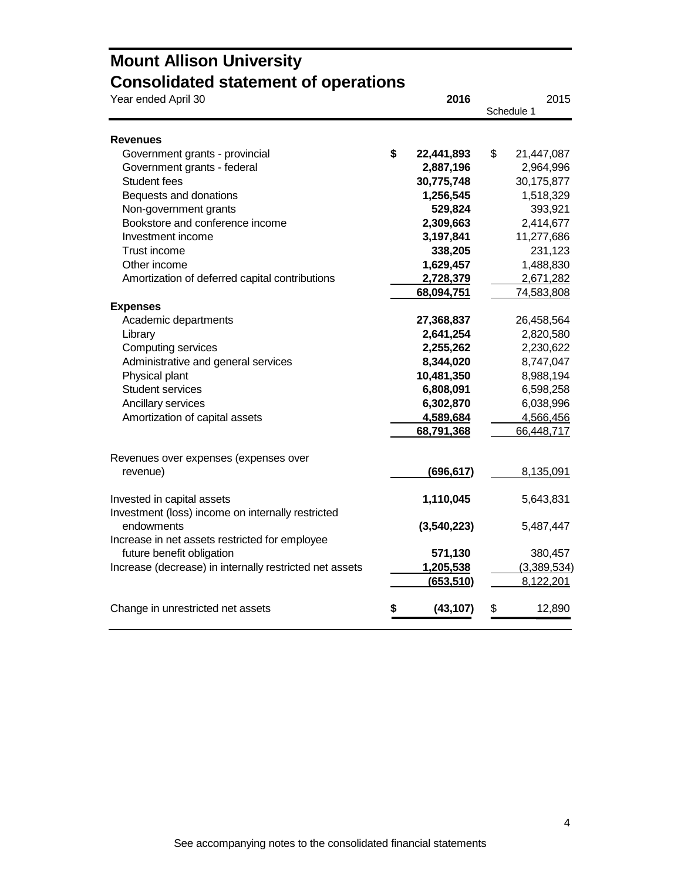# Mount Allison University
## Consolidated statement of operations

| Year ended April 30 | 2016 | 2015 Schedule 1 |
|---|---|---|
| **Revenues** | | |
| Government grants - provincial | $ 22,441,893 | $ 21,447,087 |
| Government grants - federal | 2,887,196 | 2,964,996 |
| Student fees | 30,775,748 | 30,175,877 |
| Bequests and donations | 1,256,545 | 1,518,329 |
| Non-government grants | 529,824 | 393,921 |
| Bookstore and conference income | 2,309,663 | 2,414,677 |
| Investment income | 3,197,841 | 11,277,686 |
| Trust income | 338,205 | 231,123 |
| Other income | 1,629,457 | 1,488,830 |
| Amortization of deferred capital contributions | 2,728,379 | 2,671,282 |
| | 68,094,751 | 74,583,808 |
| **Expenses** | | |
| Academic departments | 27,368,837 | 26,458,564 |
| Library | 2,641,254 | 2,820,580 |
| Computing services | 2,255,262 | 2,230,622 |
| Administrative and general services | 8,344,020 | 8,747,047 |
| Physical plant | 10,481,350 | 8,988,194 |
| Student services | 6,808,091 | 6,598,258 |
| Ancillary services | 6,302,870 | 6,038,996 |
| Amortization of capital assets | 4,589,684 | 4,566,456 |
| | 68,791,368 | 66,448,717 |
| Revenues over expenses (expenses over revenue) | (696,617) | 8,135,091 |
| Invested in capital assets | 1,110,045 | 5,643,831 |
| Investment (loss) income on internally restricted endowments | (3,540,223) | 5,487,447 |
| Increase in net assets restricted for employee future benefit obligation | 571,130 | 380,457 |
| Increase (decrease) in internally restricted net assets | 1,205,538 | (3,389,534) |
| | (653,510) | 8,122,201 |
| Change in unrestricted net assets | $ (43,107) | $ 12,890 |

See accompanying notes to the consolidated financial statements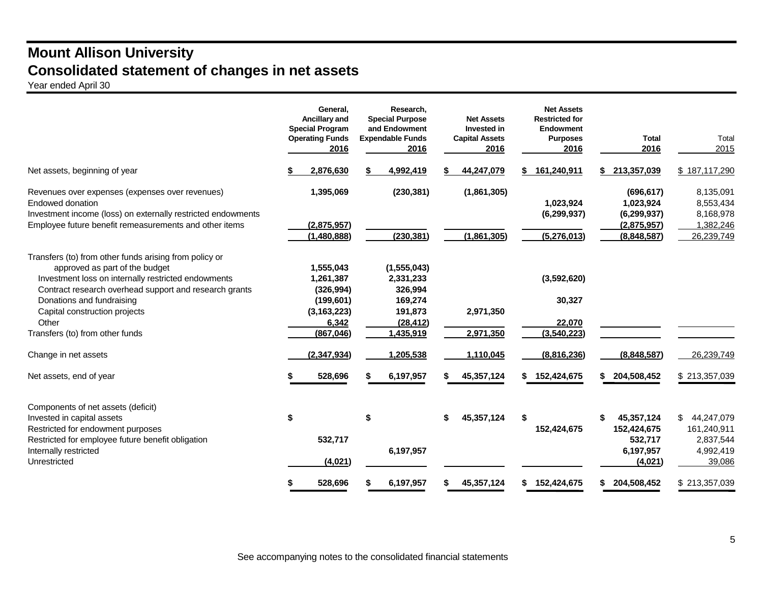# Mount Allison University

## Consolidated statement of changes in net assets

Year ended April 30

| | General, Ancillary and Special Program Operating Funds 2016 | Research, Special Purpose and Endowment Expendable Funds 2016 | Net Assets Invested in Capital Assets 2016 | Net Assets Restricted for Endowment Purposes 2016 | Total 2016 | Total 2015 |
|---|---|---|---|---|---|---|
| Net assets, beginning of year | $ 2,876,630 | $ 4,992,419 | $ 44,247,079 | $ 161,240,911 | $ 213,357,039 | $ 187,117,290 |
| Revenues over expenses (expenses over revenues) | 1,395,069 | (230,381) | (1,861,305) | | (696,617) | 8,135,091 |
| Endowed donation | | | | 1,023,924 | 1,023,924 | 8,553,434 |
| Investment income (loss) on externally restricted endowments | | | | (6,299,937) | (6,299,937) | 8,168,978 |
| Employee future benefit remeasurements and other items | (2,875,957) | | | | (2,875,957) | 1,382,246 |
| | (1,480,888) | (230,381) | (1,861,305) | (5,276,013) | (8,848,587) | 26,239,749 |
| Transfers (to) from other funds arising from policy or approved as part of the budget | 1,555,043 | (1,555,043) | | | | |
| Investment loss on internally restricted endowments | 1,261,387 | 2,331,233 | | (3,592,620) | | |
| Contract research overhead support and research grants | (326,994) | 326,994 | | | | |
| Donations and fundraising | (199,601) | 169,274 | | 30,327 | | |
| Capital construction projects | (3,163,223) | 191,873 | 2,971,350 | | | |
| Other | 6,342 | (28,412) | | 22,070 | | |
| Transfers (to) from other funds | (867,046) | 1,435,919 | 2,971,350 | (3,540,223) | | |
| Change in net assets | (2,347,934) | 1,205,538 | 1,110,045 | (8,816,236) | (8,848,587) | 26,239,749 |
| Net assets, end of year | $ 528,696 | $ 6,197,957 | $ 45,357,124 | $ 152,424,675 | $ 204,508,452 | $ 213,357,039 |
| Components of net assets (deficit) | | | | | | |
| Invested in capital assets | $ | $ | $ 45,357,124 | $ | $ 45,357,124 | $ 44,247,079 |
| Restricted for endowment purposes | | | | 152,424,675 | 152,424,675 | 161,240,911 |
| Restricted for employee future benefit obligation | 532,717 | | | | 532,717 | 2,837,544 |
| Internally restricted | | 6,197,957 | | | 6,197,957 | 4,992,419 |
| Unrestricted | (4,021) | | | | (4,021) | 39,086 |
| | $ 528,696 | $ 6,197,957 | $ 45,357,124 | $ 152,424,675 | $ 204,508,452 | $ 213,357,039 |

See accompanying notes to the consolidated financial statements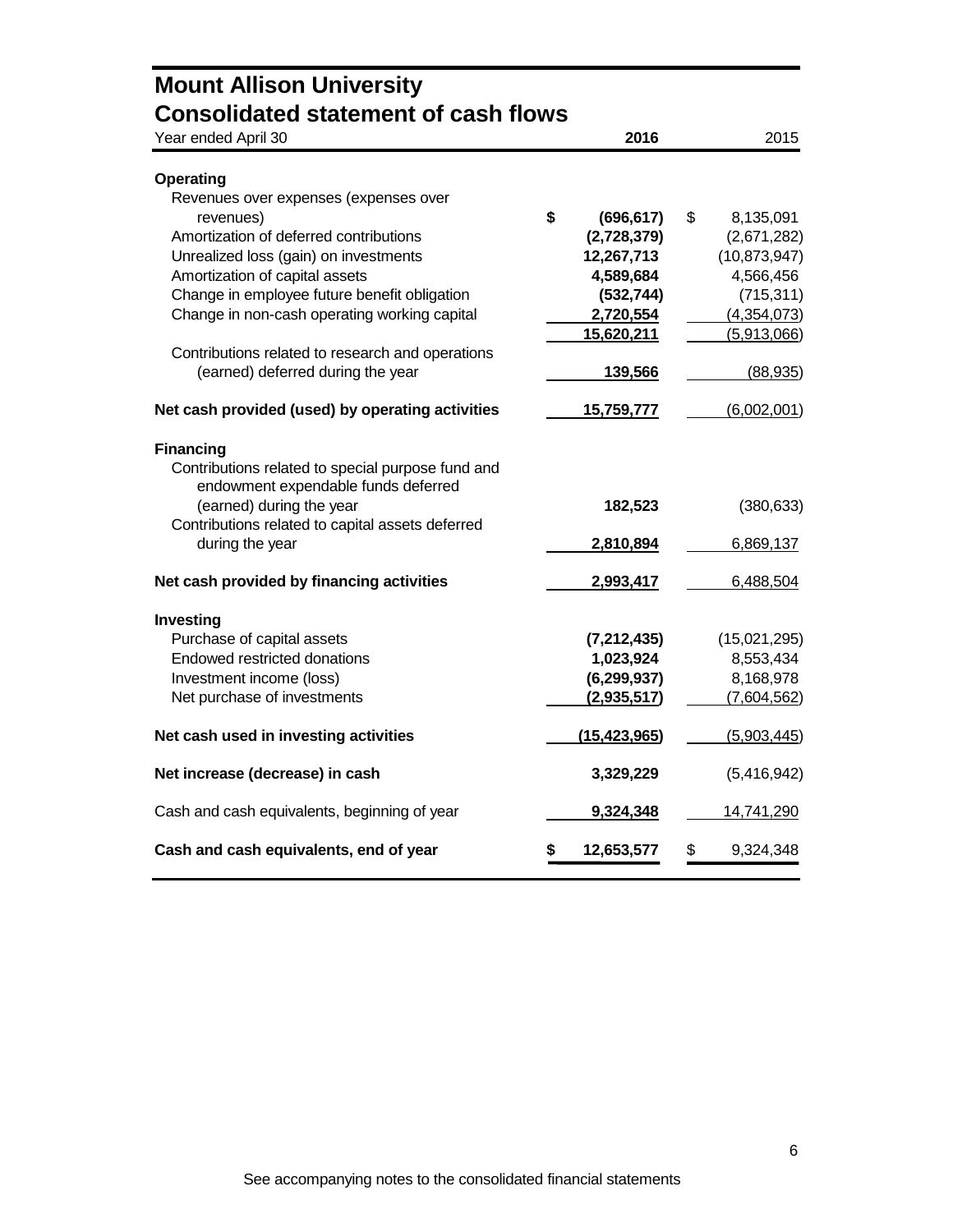# Mount Allison University
## Consolidated statement of cash flows

| Year ended April 30 | **2016** | 2015 |
|---|---|---|
| **Operating** | | |
| Revenues over expenses (expenses over revenues) | **$ (696,617)** | $ 8,135,091 |
| Amortization of deferred contributions | **(2,728,379)** | (2,671,282) |
| Unrealized loss (gain) on investments | **12,267,713** | (10,873,947) |
| Amortization of capital assets | **4,589,684** | 4,566,456 |
| Change in employee future benefit obligation | **(532,744)** | (715,311) |
| Change in non-cash operating working capital | **2,720,554** | (4,354,073) |
| | **15,620,211** | (5,913,066) |
| Contributions related to research and operations (earned) deferred during the year | **139,566** | (88,935) |
| **Net cash provided (used) by operating activities** | **15,759,777** | (6,002,001) |
| **Financing** | | |
| Contributions related to special purpose fund and endowment expendable funds deferred (earned) during the year | **182,523** | (380,633) |
| Contributions related to capital assets deferred during the year | **2,810,894** | 6,869,137 |
| **Net cash provided by financing activities** | **2,993,417** | 6,488,504 |
| **Investing** | | |
| Purchase of capital assets | **(7,212,435)** | (15,021,295) |
| Endowed restricted donations | **1,023,924** | 8,553,434 |
| Investment income (loss) | **(6,299,937)** | 8,168,978 |
| Net purchase of investments | **(2,935,517)** | (7,604,562) |
| **Net cash used in investing activities** | **(15,423,965)** | (5,903,445) |
| **Net increase (decrease) in cash** | **3,329,229** | (5,416,942) |
| Cash and cash equivalents, beginning of year | **9,324,348** | 14,741,290 |
| **Cash and cash equivalents, end of year** | **$ 12,653,577** | $ 9,324,348 |

See accompanying notes to the consolidated financial statements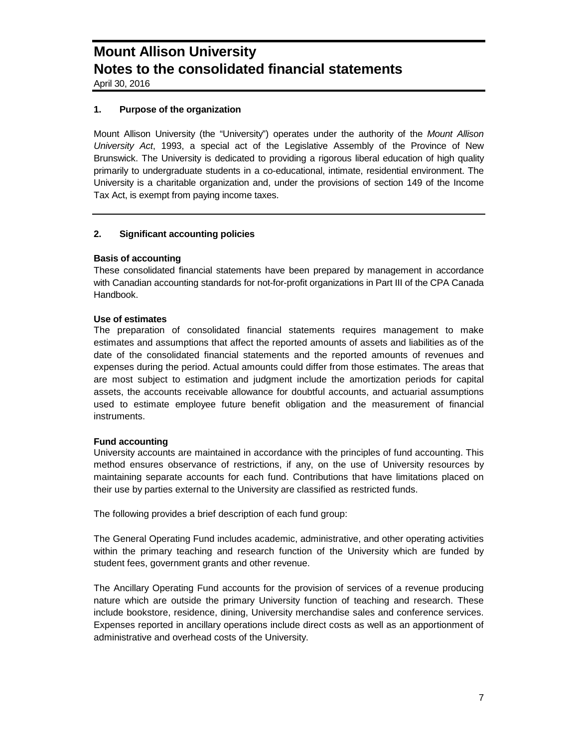# Mount Allison University
# Notes to the consolidated financial statements

April 30, 2016

## 1. Purpose of the organization

Mount Allison University (the "University") operates under the authority of the *Mount Allison University Act*, 1993, a special act of the Legislative Assembly of the Province of New Brunswick. The University is dedicated to providing a rigorous liberal education of high quality primarily to undergraduate students in a co-educational, intimate, residential environment. The University is a charitable organization and, under the provisions of section 149 of the Income Tax Act, is exempt from paying income taxes.

## 2. Significant accounting policies

**Basis of accounting**

These consolidated financial statements have been prepared by management in accordance with Canadian accounting standards for not-for-profit organizations in Part III of the CPA Canada Handbook.

**Use of estimates**

The preparation of consolidated financial statements requires management to make estimates and assumptions that affect the reported amounts of assets and liabilities as of the date of the consolidated financial statements and the reported amounts of revenues and expenses during the period. Actual amounts could differ from those estimates. The areas that are most subject to estimation and judgment include the amortization periods for capital assets, the accounts receivable allowance for doubtful accounts, and actuarial assumptions used to estimate employee future benefit obligation and the measurement of financial instruments.

**Fund accounting**

University accounts are maintained in accordance with the principles of fund accounting. This method ensures observance of restrictions, if any, on the use of University resources by maintaining separate accounts for each fund. Contributions that have limitations placed on their use by parties external to the University are classified as restricted funds.

The following provides a brief description of each fund group:

The General Operating Fund includes academic, administrative, and other operating activities within the primary teaching and research function of the University which are funded by student fees, government grants and other revenue.

The Ancillary Operating Fund accounts for the provision of services of a revenue producing nature which are outside the primary University function of teaching and research. These include bookstore, residence, dining, University merchandise sales and conference services. Expenses reported in ancillary operations include direct costs as well as an apportionment of administrative and overhead costs of the University.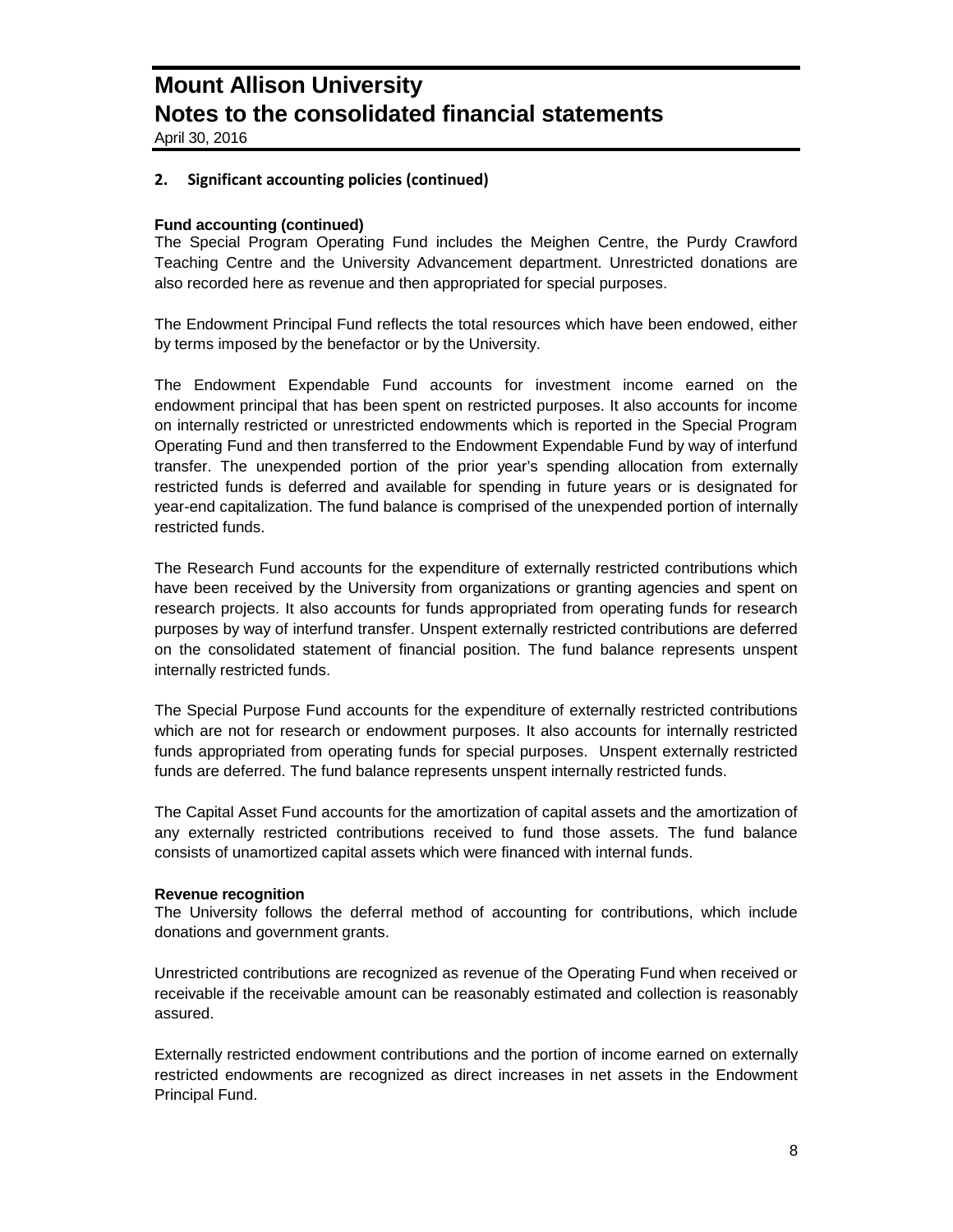## 2. Significant accounting policies (continued)

**Fund accounting (continued)**

The Special Program Operating Fund includes the Meighen Centre, the Purdy Crawford Teaching Centre and the University Advancement department. Unrestricted donations are also recorded here as revenue and then appropriated for special purposes.

The Endowment Principal Fund reflects the total resources which have been endowed, either by terms imposed by the benefactor or by the University.

The Endowment Expendable Fund accounts for investment income earned on the endowment principal that has been spent on restricted purposes. It also accounts for income on internally restricted or unrestricted endowments which is reported in the Special Program Operating Fund and then transferred to the Endowment Expendable Fund by way of interfund transfer. The unexpended portion of the prior year's spending allocation from externally restricted funds is deferred and available for spending in future years or is designated for year-end capitalization. The fund balance is comprised of the unexpended portion of internally restricted funds.

The Research Fund accounts for the expenditure of externally restricted contributions which have been received by the University from organizations or granting agencies and spent on research projects. It also accounts for funds appropriated from operating funds for research purposes by way of interfund transfer. Unspent externally restricted contributions are deferred on the consolidated statement of financial position. The fund balance represents unspent internally restricted funds.

The Special Purpose Fund accounts for the expenditure of externally restricted contributions which are not for research or endowment purposes. It also accounts for internally restricted funds appropriated from operating funds for special purposes. Unspent externally restricted funds are deferred. The fund balance represents unspent internally restricted funds.

The Capital Asset Fund accounts for the amortization of capital assets and the amortization of any externally restricted contributions received to fund those assets. The fund balance consists of unamortized capital assets which were financed with internal funds.

**Revenue recognition**

The University follows the deferral method of accounting for contributions, which include donations and government grants.

Unrestricted contributions are recognized as revenue of the Operating Fund when received or receivable if the receivable amount can be reasonably estimated and collection is reasonably assured.

Externally restricted endowment contributions and the portion of income earned on externally restricted endowments are recognized as direct increases in net assets in the Endowment Principal Fund.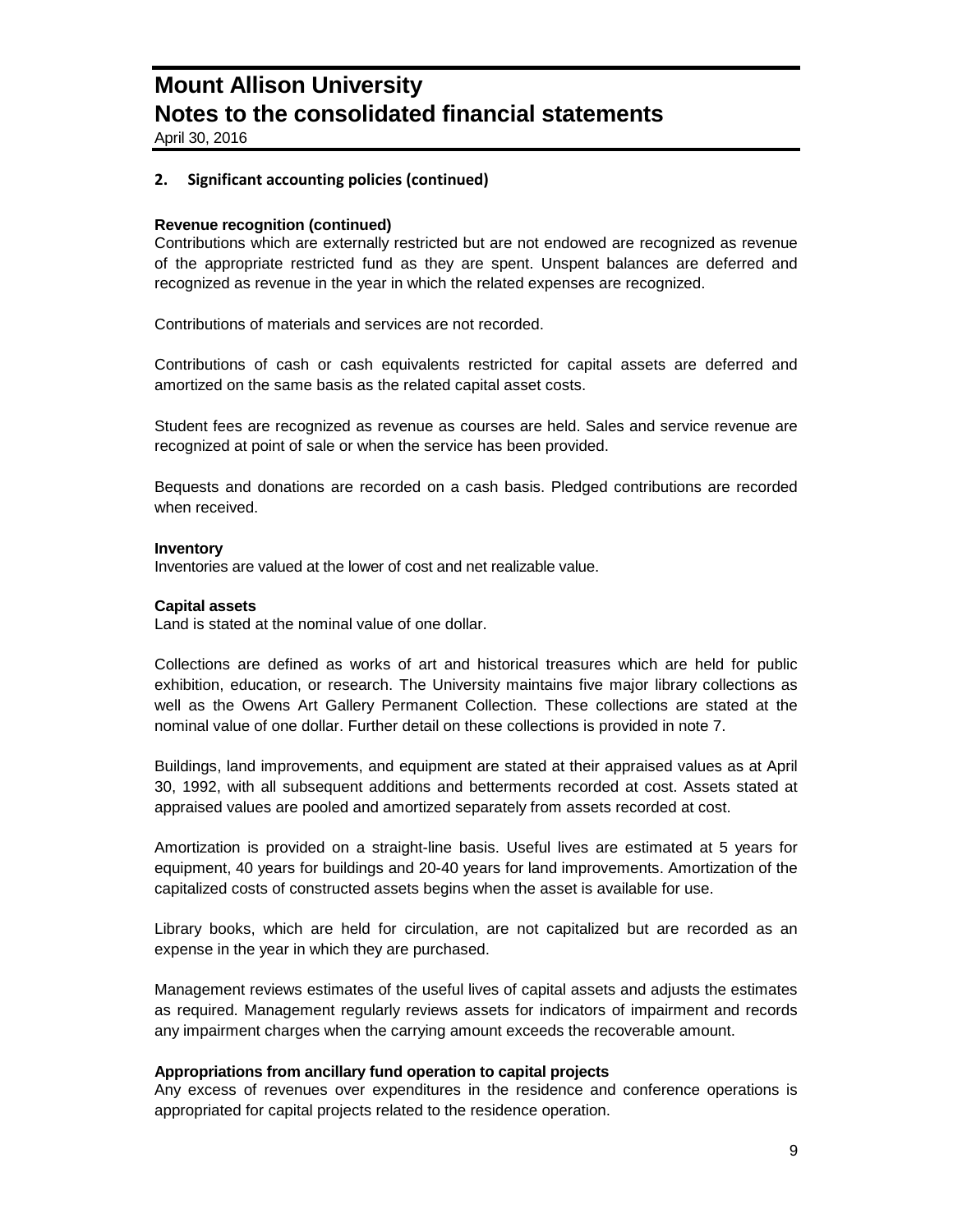## 2. Significant accounting policies (continued)

**Revenue recognition (continued)**

Contributions which are externally restricted but are not endowed are recognized as revenue of the appropriate restricted fund as they are spent. Unspent balances are deferred and recognized as revenue in the year in which the related expenses are recognized.

Contributions of materials and services are not recorded.

Contributions of cash or cash equivalents restricted for capital assets are deferred and amortized on the same basis as the related capital asset costs.

Student fees are recognized as revenue as courses are held. Sales and service revenue are recognized at point of sale or when the service has been provided.

Bequests and donations are recorded on a cash basis. Pledged contributions are recorded when received.

**Inventory**

Inventories are valued at the lower of cost and net realizable value.

**Capital assets**

Land is stated at the nominal value of one dollar.

Collections are defined as works of art and historical treasures which are held for public exhibition, education, or research. The University maintains five major library collections as well as the Owens Art Gallery Permanent Collection. These collections are stated at the nominal value of one dollar. Further detail on these collections is provided in note 7.

Buildings, land improvements, and equipment are stated at their appraised values as at April 30, 1992, with all subsequent additions and betterments recorded at cost. Assets stated at appraised values are pooled and amortized separately from assets recorded at cost.

Amortization is provided on a straight-line basis. Useful lives are estimated at 5 years for equipment, 40 years for buildings and 20-40 years for land improvements. Amortization of the capitalized costs of constructed assets begins when the asset is available for use.

Library books, which are held for circulation, are not capitalized but are recorded as an expense in the year in which they are purchased.

Management reviews estimates of the useful lives of capital assets and adjusts the estimates as required. Management regularly reviews assets for indicators of impairment and records any impairment charges when the carrying amount exceeds the recoverable amount.

**Appropriations from ancillary fund operation to capital projects**

Any excess of revenues over expenditures in the residence and conference operations is appropriated for capital projects related to the residence operation.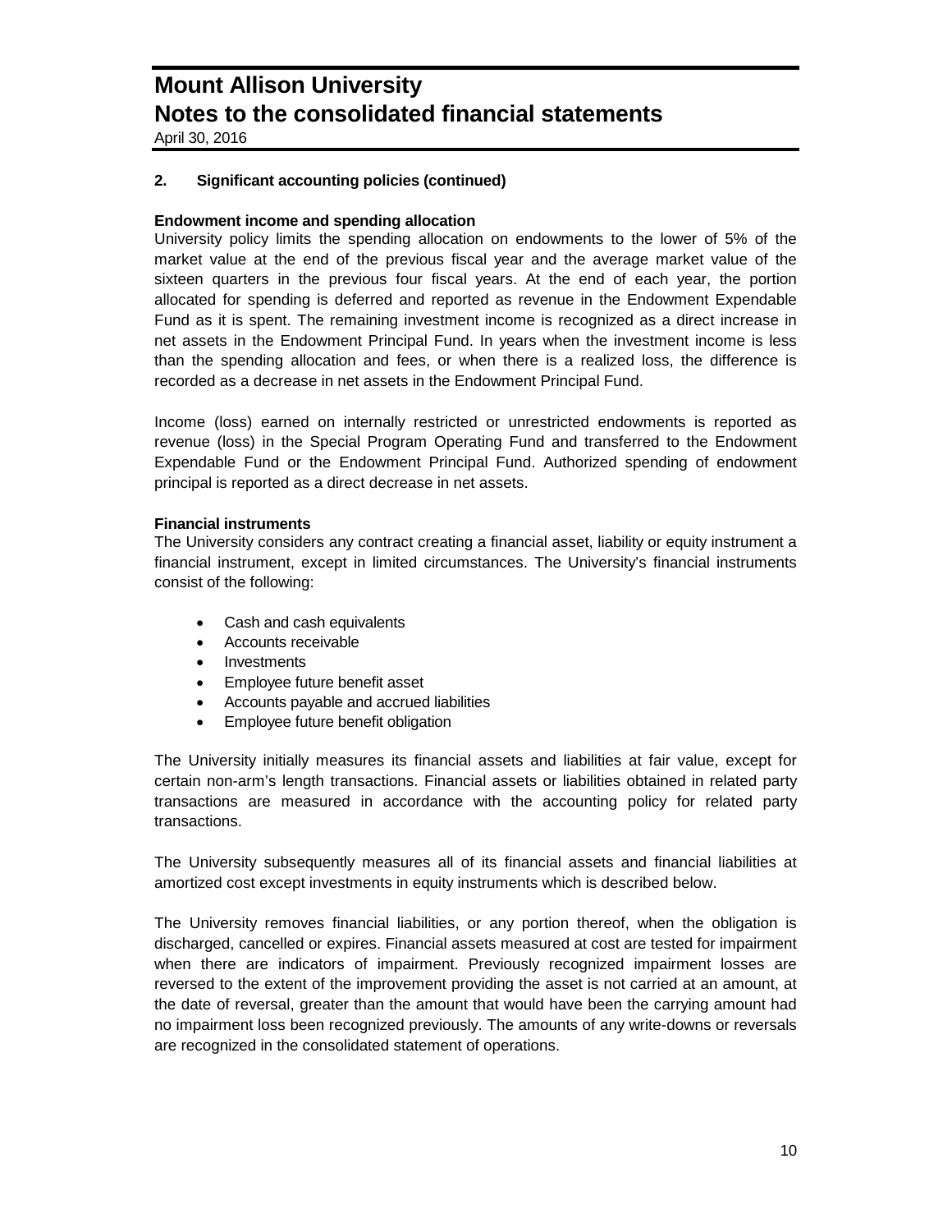## 2. Significant accounting policies (continued)

**Endowment income and spending allocation**

University policy limits the spending allocation on endowments to the lower of 5% of the market value at the end of the previous fiscal year and the average market value of the sixteen quarters in the previous four fiscal years. At the end of each year, the portion allocated for spending is deferred and reported as revenue in the Endowment Expendable Fund as it is spent. The remaining investment income is recognized as a direct increase in net assets in the Endowment Principal Fund. In years when the investment income is less than the spending allocation and fees, or when there is a realized loss, the difference is recorded as a decrease in net assets in the Endowment Principal Fund.

Income (loss) earned on internally restricted or unrestricted endowments is reported as revenue (loss) in the Special Program Operating Fund and transferred to the Endowment Expendable Fund or the Endowment Principal Fund. Authorized spending of endowment principal is reported as a direct decrease in net assets.

**Financial instruments**

The University considers any contract creating a financial asset, liability or equity instrument a financial instrument, except in limited circumstances. The University's financial instruments consist of the following:

- Cash and cash equivalents
- Accounts receivable
- Investments
- Employee future benefit asset
- Accounts payable and accrued liabilities
- Employee future benefit obligation

The University initially measures its financial assets and liabilities at fair value, except for certain non-arm's length transactions. Financial assets or liabilities obtained in related party transactions are measured in accordance with the accounting policy for related party transactions.

The University subsequently measures all of its financial assets and financial liabilities at amortized cost except investments in equity instruments which is described below.

The University removes financial liabilities, or any portion thereof, when the obligation is discharged, cancelled or expires. Financial assets measured at cost are tested for impairment when there are indicators of impairment. Previously recognized impairment losses are reversed to the extent of the improvement providing the asset is not carried at an amount, at the date of reversal, greater than the amount that would have been the carrying amount had no impairment loss been recognized previously. The amounts of any write-downs or reversals are recognized in the consolidated statement of operations.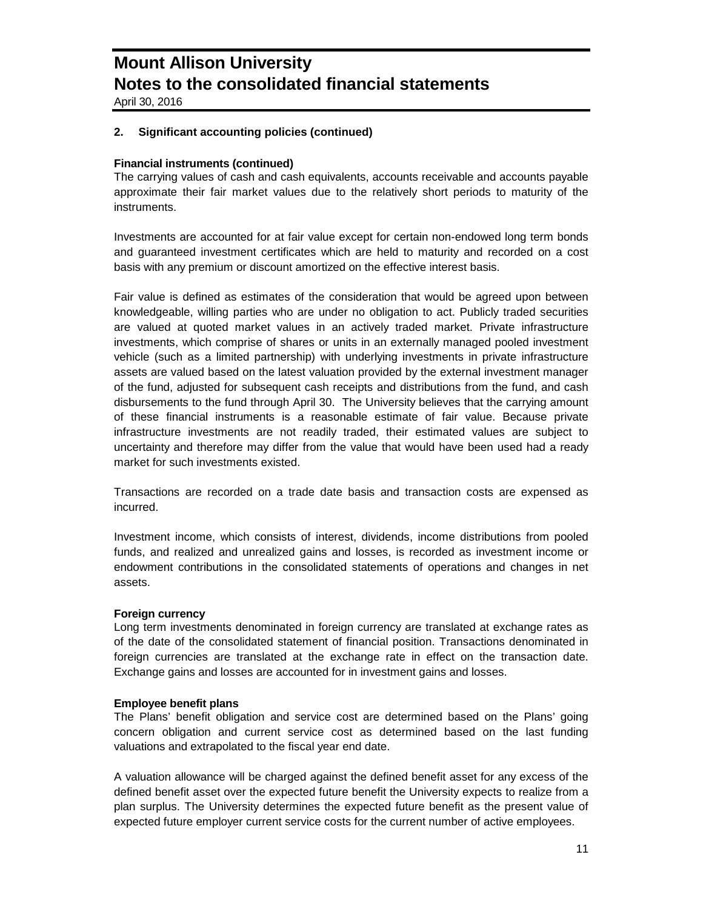## 2. Significant accounting policies (continued)

### Financial instruments (continued)

The carrying values of cash and cash equivalents, accounts receivable and accounts payable approximate their fair market values due to the relatively short periods to maturity of the instruments.

Investments are accounted for at fair value except for certain non-endowed long term bonds and guaranteed investment certificates which are held to maturity and recorded on a cost basis with any premium or discount amortized on the effective interest basis.

Fair value is defined as estimates of the consideration that would be agreed upon between knowledgeable, willing parties who are under no obligation to act. Publicly traded securities are valued at quoted market values in an actively traded market. Private infrastructure investments, which comprise of shares or units in an externally managed pooled investment vehicle (such as a limited partnership) with underlying investments in private infrastructure assets are valued based on the latest valuation provided by the external investment manager of the fund, adjusted for subsequent cash receipts and distributions from the fund, and cash disbursements to the fund through April 30. The University believes that the carrying amount of these financial instruments is a reasonable estimate of fair value. Because private infrastructure investments are not readily traded, their estimated values are subject to uncertainty and therefore may differ from the value that would have been used had a ready market for such investments existed.

Transactions are recorded on a trade date basis and transaction costs are expensed as incurred.

Investment income, which consists of interest, dividends, income distributions from pooled funds, and realized and unrealized gains and losses, is recorded as investment income or endowment contributions in the consolidated statements of operations and changes in net assets.

### Foreign currency

Long term investments denominated in foreign currency are translated at exchange rates as of the date of the consolidated statement of financial position. Transactions denominated in foreign currencies are translated at the exchange rate in effect on the transaction date. Exchange gains and losses are accounted for in investment gains and losses.

### Employee benefit plans

The Plans' benefit obligation and service cost are determined based on the Plans' going concern obligation and current service cost as determined based on the last funding valuations and extrapolated to the fiscal year end date.

A valuation allowance will be charged against the defined benefit asset for any excess of the defined benefit asset over the expected future benefit the University expects to realize from a plan surplus. The University determines the expected future benefit as the present value of expected future employer current service costs for the current number of active employees.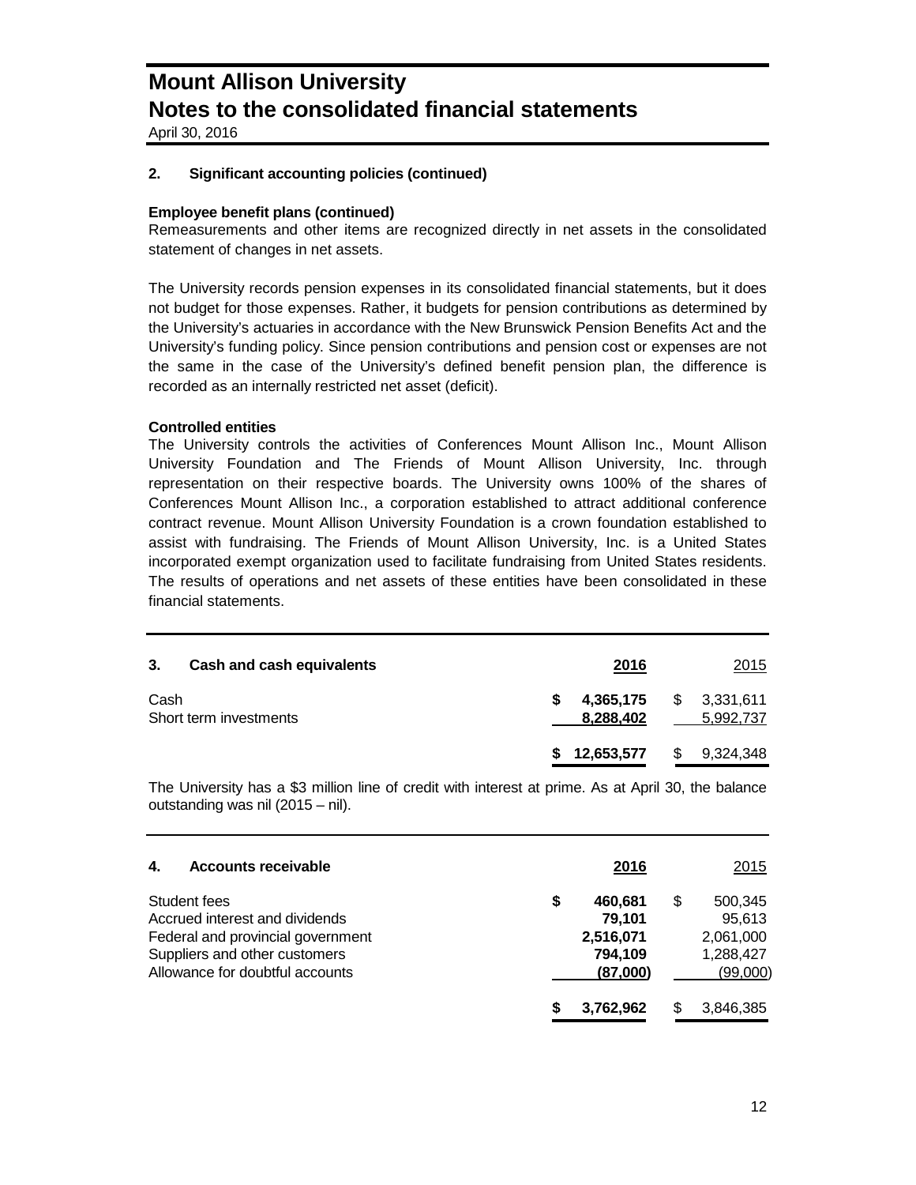# Mount Allison University
## Notes to the consolidated financial statements
April 30, 2016

### 2. Significant accounting policies (continued)

**Employee benefit plans (continued)**
Remeasurements and other items are recognized directly in net assets in the consolidated statement of changes in net assets.

The University records pension expenses in its consolidated financial statements, but it does not budget for those expenses. Rather, it budgets for pension contributions as determined by the University's actuaries in accordance with the New Brunswick Pension Benefits Act and the University's funding policy. Since pension contributions and pension cost or expenses are not the same in the case of the University's defined benefit pension plan, the difference is recorded as an internally restricted net asset (deficit).

**Controlled entities**
The University controls the activities of Conferences Mount Allison Inc., Mount Allison University Foundation and The Friends of Mount Allison University, Inc. through representation on their respective boards. The University owns 100% of the shares of Conferences Mount Allison Inc., a corporation established to attract additional conference contract revenue. Mount Allison University Foundation is a crown foundation established to assist with fundraising. The Friends of Mount Allison University, Inc. is a United States incorporated exempt organization used to facilitate fundraising from United States residents. The results of operations and net assets of these entities have been consolidated in these financial statements.

### 3. Cash and cash equivalents

| | 2016 | 2015 |
|---|---|---|
| Cash | $ 4,365,175 | $ 3,331,611 |
| Short term investments | 8,288,402 | 5,992,737 |
| | $ 12,653,577 | $ 9,324,348 |

The University has a $3 million line of credit with interest at prime. As at April 30, the balance outstanding was nil (2015 – nil).

### 4. Accounts receivable

| | 2016 | 2015 |
|---|---|---|
| Student fees | $ 460,681 | $ 500,345 |
| Accrued interest and dividends | 79,101 | 95,613 |
| Federal and provincial government | 2,516,071 | 2,061,000 |
| Suppliers and other customers | 794,109 | 1,288,427 |
| Allowance for doubtful accounts | (87,000) | (99,000) |
| | $ 3,762,962 | $ 3,846,385 |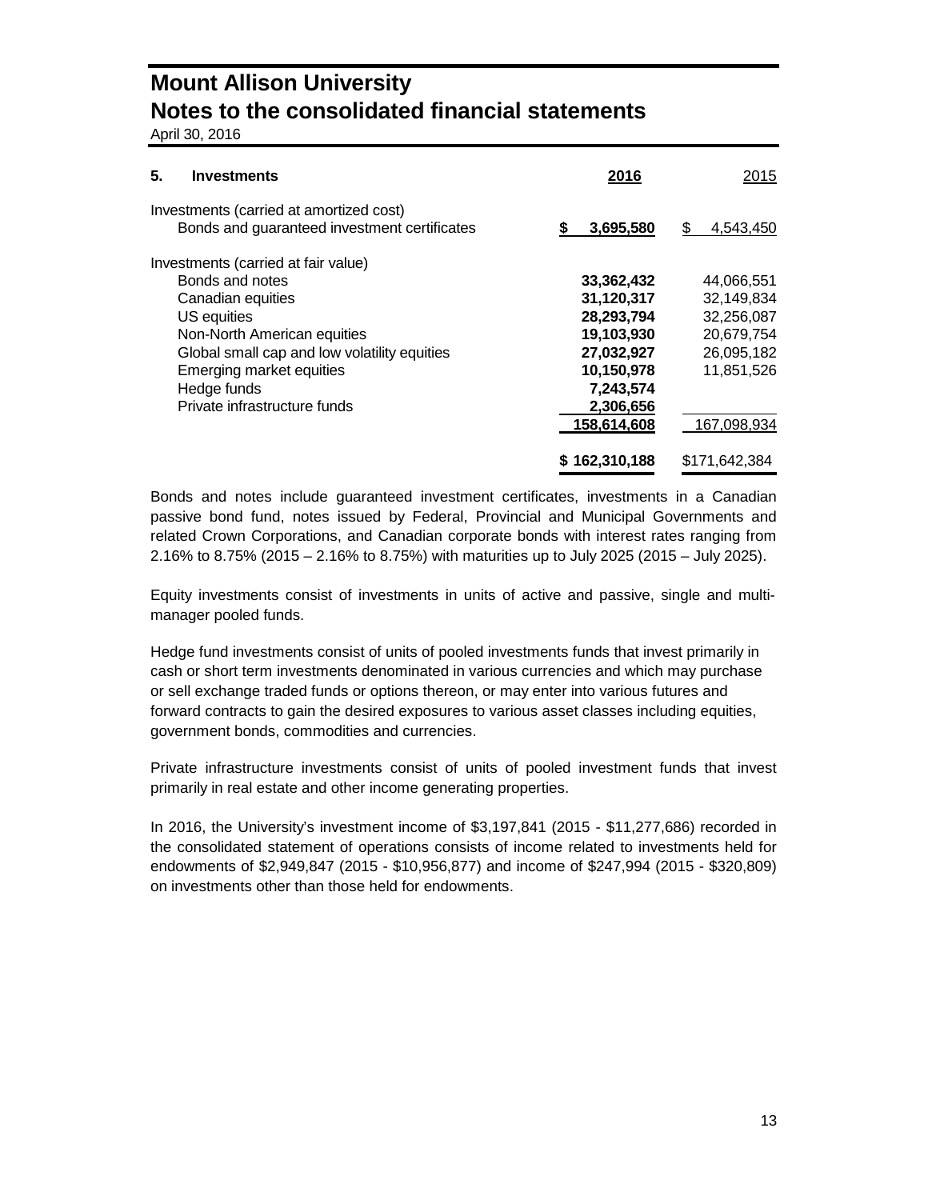# Mount Allison University
## Notes to the consolidated financial statements
April 30, 2016

| **5. Investments** | **2016** | 2015 |
|---|---|---|
| Investments (carried at amortized cost) | | |
| Bonds and guaranteed investment certificates | **$ 3,695,580** | $ 4,543,450 |
| Investments (carried at fair value) | | |
| Bonds and notes | **33,362,432** | 44,066,551 |
| Canadian equities | **31,120,317** | 32,149,834 |
| US equities | **28,293,794** | 32,256,087 |
| Non-North American equities | **19,103,930** | 20,679,754 |
| Global small cap and low volatility equities | **27,032,927** | 26,095,182 |
| Emerging market equities | **10,150,978** | 11,851,526 |
| Hedge funds | **7,243,574** | |
| Private infrastructure funds | **2,306,656** | |
| | **158,614,608** | 167,098,934 |
| | **$ 162,310,188** | $171,642,384 |

Bonds and notes include guaranteed investment certificates, investments in a Canadian passive bond fund, notes issued by Federal, Provincial and Municipal Governments and related Crown Corporations, and Canadian corporate bonds with interest rates ranging from 2.16% to 8.75% (2015 – 2.16% to 8.75%) with maturities up to July 2025 (2015 – July 2025).

Equity investments consist of investments in units of active and passive, single and multi-manager pooled funds.

Hedge fund investments consist of units of pooled investments funds that invest primarily in cash or short term investments denominated in various currencies and which may purchase or sell exchange traded funds or options thereon, or may enter into various futures and forward contracts to gain the desired exposures to various asset classes including equities, government bonds, commodities and currencies.

Private infrastructure investments consist of units of pooled investment funds that invest primarily in real estate and other income generating properties.

In 2016, the University's investment income of $3,197,841 (2015 - $11,277,686) recorded in the consolidated statement of operations consists of income related to investments held for endowments of $2,949,847 (2015 - $10,956,877) and income of $247,994 (2015 - $320,809) on investments other than those held for endowments.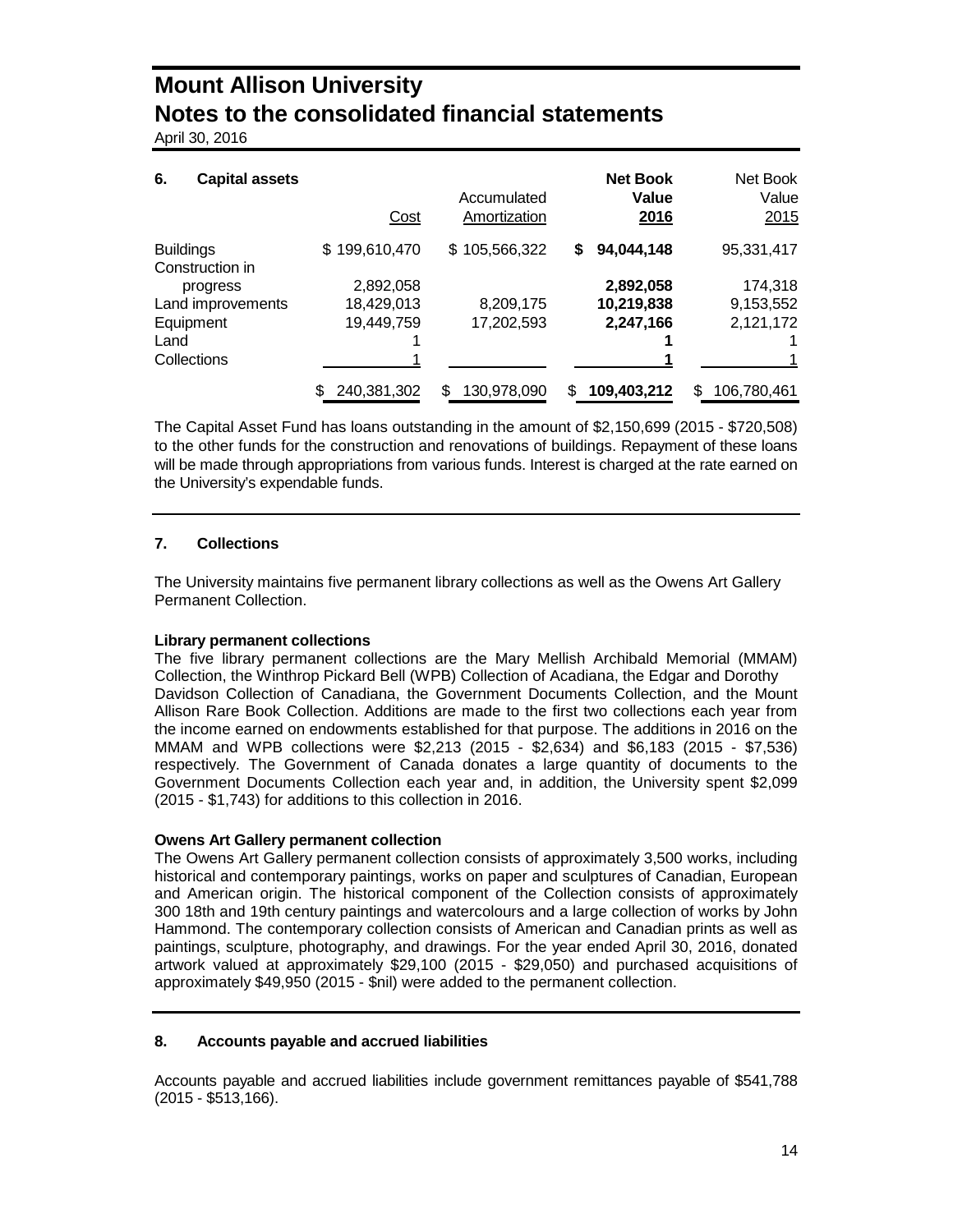# Mount Allison University
# Notes to the consolidated financial statements

April 30, 2016

## 6. Capital assets

| | Cost | Accumulated Amortization | Net Book Value 2016 | Net Book Value 2015 |
|---|---|---|---|---|
| Buildings | $ 199,610,470 | $ 105,566,322 | **$ 94,044,148** | 95,331,417 |
| Construction in progress | 2,892,058 | | **2,892,058** | 174,318 |
| Land improvements | 18,429,013 | 8,209,175 | **10,219,838** | 9,153,552 |
| Equipment | 19,449,759 | 17,202,593 | **2,247,166** | 2,121,172 |
| Land | 1 | | **1** | 1 |
| Collections | 1 | | **1** | 1 |
| | $ 240,381,302 | $ 130,978,090 | **$ 109,403,212** | $ 106,780,461 |

The Capital Asset Fund has loans outstanding in the amount of $2,150,699 (2015 - $720,508) to the other funds for the construction and renovations of buildings. Repayment of these loans will be made through appropriations from various funds. Interest is charged at the rate earned on the University's expendable funds.

## 7. Collections

The University maintains five permanent library collections as well as the Owens Art Gallery Permanent Collection.

**Library permanent collections**

The five library permanent collections are the Mary Mellish Archibald Memorial (MMAM) Collection, the Winthrop Pickard Bell (WPB) Collection of Acadiana, the Edgar and Dorothy Davidson Collection of Canadiana, the Government Documents Collection, and the Mount Allison Rare Book Collection. Additions are made to the first two collections each year from the income earned on endowments established for that purpose. The additions in 2016 on the MMAM and WPB collections were $2,213 (2015 - $2,634) and $6,183 (2015 - $7,536) respectively. The Government of Canada donates a large quantity of documents to the Government Documents Collection each year and, in addition, the University spent $2,099 (2015 - $1,743) for additions to this collection in 2016.

**Owens Art Gallery permanent collection**

The Owens Art Gallery permanent collection consists of approximately 3,500 works, including historical and contemporary paintings, works on paper and sculptures of Canadian, European and American origin. The historical component of the Collection consists of approximately 300 18th and 19th century paintings and watercolours and a large collection of works by John Hammond. The contemporary collection consists of American and Canadian prints as well as paintings, sculpture, photography, and drawings. For the year ended April 30, 2016, donated artwork valued at approximately $29,100 (2015 - $29,050) and purchased acquisitions of approximately $49,950 (2015 - $nil) were added to the permanent collection.

## 8. Accounts payable and accrued liabilities

Accounts payable and accrued liabilities include government remittances payable of $541,788 (2015 - $513,166).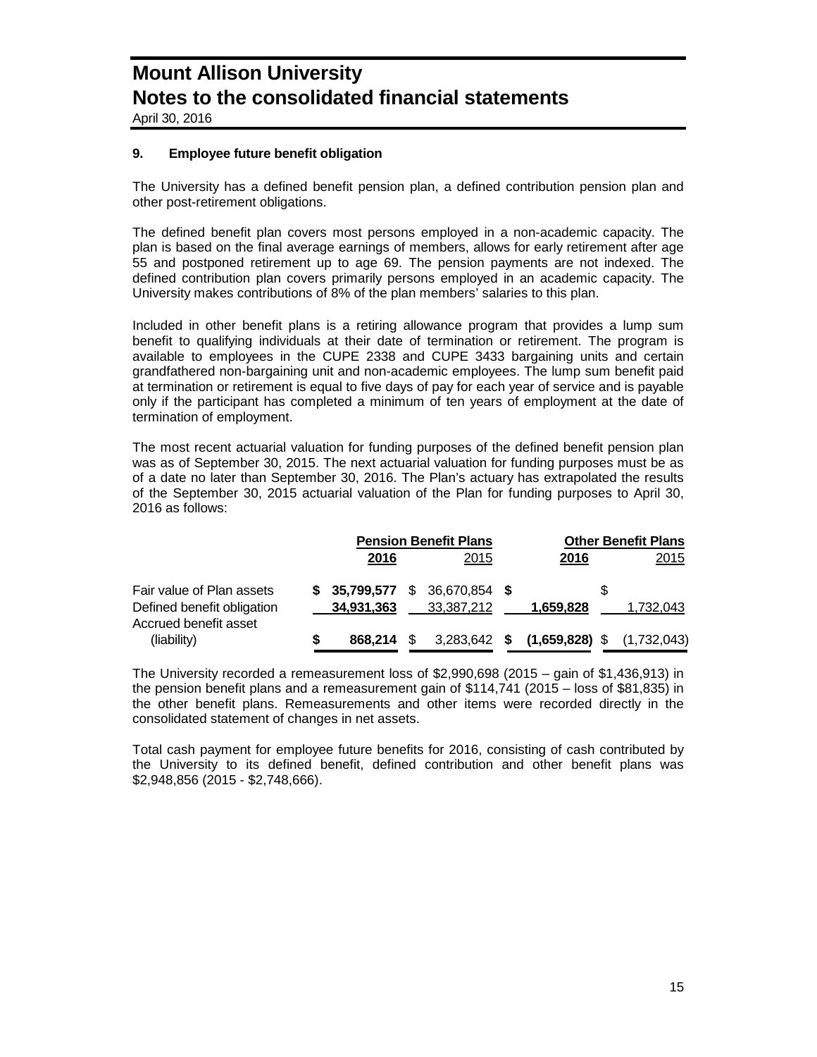# Mount Allison University
# Notes to the consolidated financial statements

April 30, 2016

## 9. Employee future benefit obligation

The University has a defined benefit pension plan, a defined contribution pension plan and other post-retirement obligations.

The defined benefit plan covers most persons employed in a non-academic capacity. The plan is based on the final average earnings of members, allows for early retirement after age 55 and postponed retirement up to age 69. The pension payments are not indexed. The defined contribution plan covers primarily persons employed in an academic capacity. The University makes contributions of 8% of the plan members' salaries to this plan.

Included in other benefit plans is a retiring allowance program that provides a lump sum benefit to qualifying individuals at their date of termination or retirement. The program is available to employees in the CUPE 2338 and CUPE 3433 bargaining units and certain grandfathered non-bargaining unit and non-academic employees. The lump sum benefit paid at termination or retirement is equal to five days of pay for each year of service and is payable only if the participant has completed a minimum of ten years of employment at the date of termination of employment.

The most recent actuarial valuation for funding purposes of the defined benefit pension plan was as of September 30, 2015. The next actuarial valuation for funding purposes must be as of a date no later than September 30, 2016. The Plan's actuary has extrapolated the results of the September 30, 2015 actuarial valuation of the Plan for funding purposes to April 30, 2016 as follows:

| | Pension Benefit Plans | | Other Benefit Plans | |
|---|---|---|---|---|
| | **2016** | 2015 | **2016** | 2015 |
| Fair value of Plan assets | **$ 35,799,577** | $ 36,670,854 | **$** | $ |
| Defined benefit obligation | **34,931,363** | 33,387,212 | **1,659,828** | 1,732,043 |
| Accrued benefit asset (liability) | **$ 868,214** | $ 3,283,642 | **$ (1,659,828)** | $ (1,732,043) |

The University recorded a remeasurement loss of $2,990,698 (2015 – gain of $1,436,913) in the pension benefit plans and a remeasurement gain of $114,741 (2015 – loss of $81,835) in the other benefit plans. Remeasurements and other items were recorded directly in the consolidated statement of changes in net assets.

Total cash payment for employee future benefits for 2016, consisting of cash contributed by the University to its defined benefit, defined contribution and other benefit plans was $2,948,856 (2015 - $2,748,666).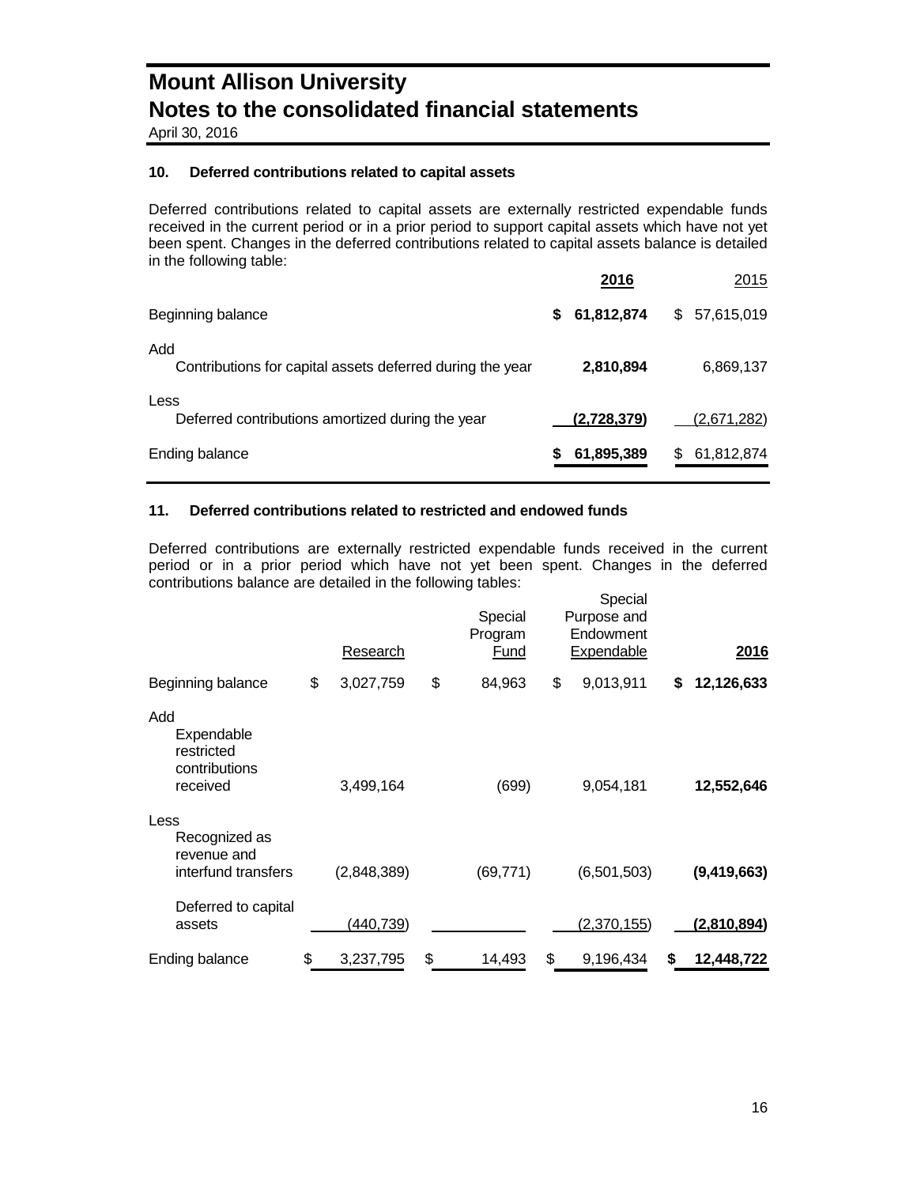# Mount Allison University
# Notes to the consolidated financial statements

April 30, 2016

### 10. Deferred contributions related to capital assets

Deferred contributions related to capital assets are externally restricted expendable funds received in the current period or in a prior period to support capital assets which have not yet been spent. Changes in the deferred contributions related to capital assets balance is detailed in the following table:

| | 2016 | 2015 |
|---|---|---|
| Beginning balance | $ 61,812,874 | $ 57,615,019 |
| Add | | |
| Contributions for capital assets deferred during the year | 2,810,894 | 6,869,137 |
| Less | | |
| Deferred contributions amortized during the year | (2,728,379) | (2,671,282) |
| Ending balance | $ 61,895,389 | $ 61,812,874 |

### 11. Deferred contributions related to restricted and endowed funds

Deferred contributions are externally restricted expendable funds received in the current period or in a prior period which have not yet been spent. Changes in the deferred contributions balance are detailed in the following tables:

| | Research | Special Program Fund | Special Purpose and Endowment Expendable | 2016 |
|---|---|---|---|---|
| Beginning balance | $ 3,027,759 | $ 84,963 | $ 9,013,911 | $ 12,126,633 |
| Add | | | | |
| Expendable restricted contributions received | 3,499,164 | (699) | 9,054,181 | 12,552,646 |
| Less | | | | |
| Recognized as revenue and interfund transfers | (2,848,389) | (69,771) | (6,501,503) | (9,419,663) |
| Deferred to capital assets | (440,739) | | (2,370,155) | (2,810,894) |
| Ending balance | $ 3,237,795 | $ 14,493 | $ 9,196,434 | $ 12,448,722 |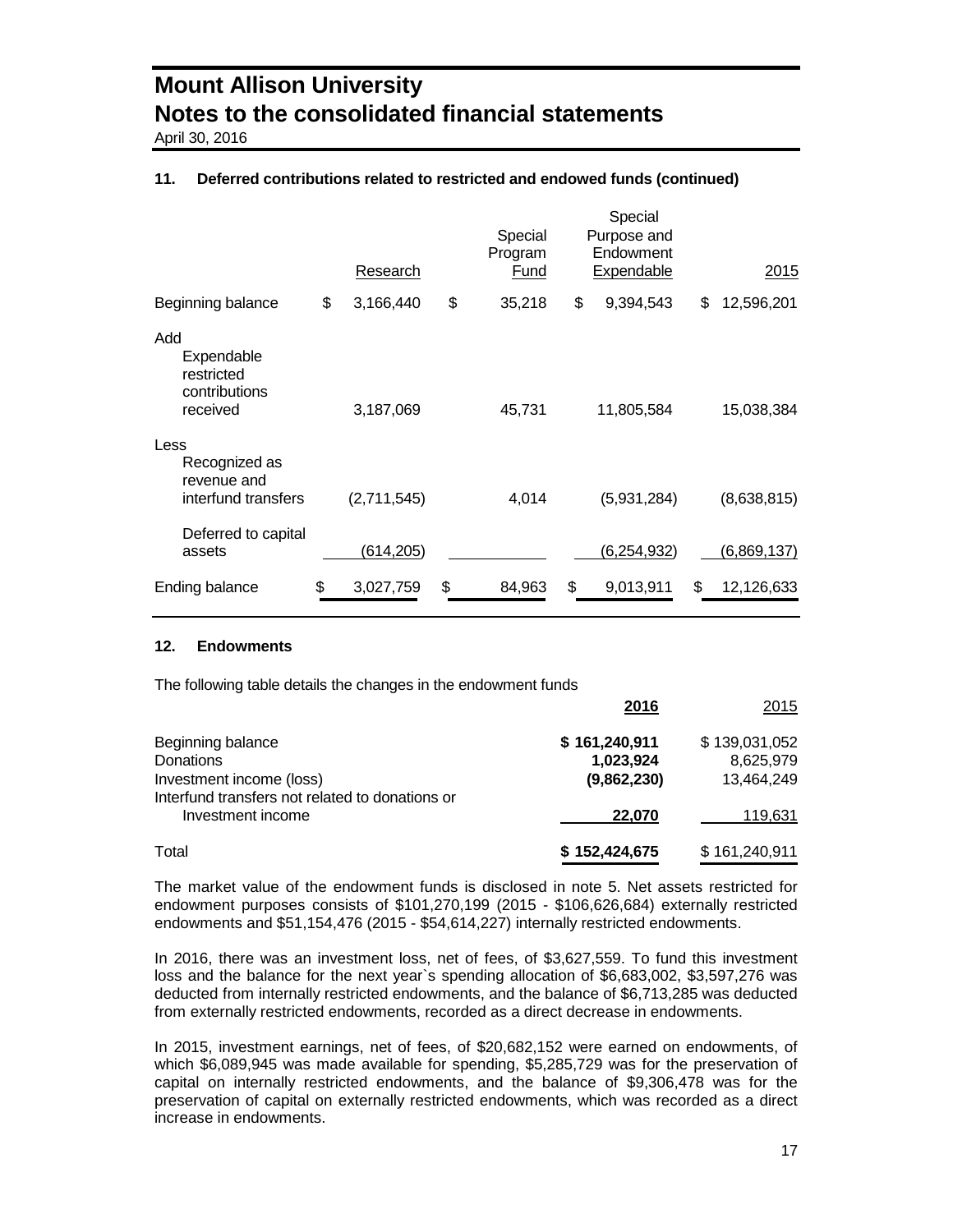### 11. Deferred contributions related to restricted and endowed funds (continued)

| | Research | Special Program Fund | Special Purpose and Endowment Expendable | 2015 |
|---|---|---|---|---|
| Beginning balance | $ 3,166,440 | $ 35,218 | $ 9,394,543 | $ 12,596,201 |
| Add | | | | |
| Expendable restricted contributions received | 3,187,069 | 45,731 | 11,805,584 | 15,038,384 |
| Less | | | | |
| Recognized as revenue and interfund transfers | (2,711,545) | 4,014 | (5,931,284) | (8,638,815) |
| Deferred to capital assets | (614,205) | | (6,254,932) | (6,869,137) |
| Ending balance | $ 3,027,759 | $ 84,963 | $ 9,013,911 | $ 12,126,633 |

### 12. Endowments

The following table details the changes in the endowment funds

| | **2016** | 2015 |
|---|---|---|
| Beginning balance | **$ 161,240,911** | $ 139,031,052 |
| Donations | **1,023,924** | 8,625,979 |
| Investment income (loss) | **(9,862,230)** | 13,464,249 |
| Interfund transfers not related to donations or Investment income | **22,070** | 119,631 |
| Total | **$ 152,424,675** | $ 161,240,911 |

The market value of the endowment funds is disclosed in note 5. Net assets restricted for endowment purposes consists of $101,270,199 (2015 - $106,626,684) externally restricted endowments and $51,154,476 (2015 - $54,614,227) internally restricted endowments.

In 2016, there was an investment loss, net of fees, of $3,627,559. To fund this investment loss and the balance for the next year`s spending allocation of $6,683,002, $3,597,276 was deducted from internally restricted endowments, and the balance of $6,713,285 was deducted from externally restricted endowments, recorded as a direct decrease in endowments.

In 2015, investment earnings, net of fees, of $20,682,152 were earned on endowments, of which $6,089,945 was made available for spending, $5,285,729 was for the preservation of capital on internally restricted endowments, and the balance of $9,306,478 was for the preservation of capital on externally restricted endowments, which was recorded as a direct increase in endowments.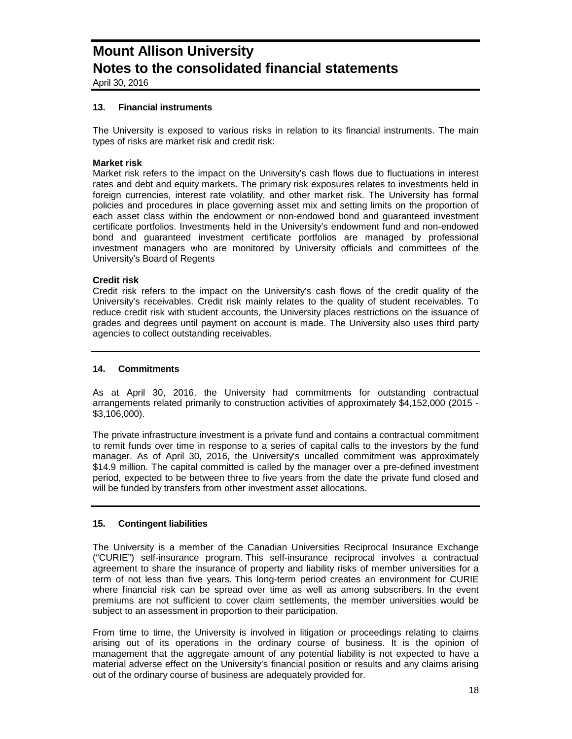# Mount Allison University
# Notes to the consolidated financial statements

April 30, 2016

## 13. Financial instruments

The University is exposed to various risks in relation to its financial instruments. The main types of risks are market risk and credit risk:

**Market risk**

Market risk refers to the impact on the University's cash flows due to fluctuations in interest rates and debt and equity markets. The primary risk exposures relates to investments held in foreign currencies, interest rate volatility, and other market risk. The University has formal policies and procedures in place governing asset mix and setting limits on the proportion of each asset class within the endowment or non-endowed bond and guaranteed investment certificate portfolios. Investments held in the University's endowment fund and non-endowed bond and guaranteed investment certificate portfolios are managed by professional investment managers who are monitored by University officials and committees of the University's Board of Regents

**Credit risk**

Credit risk refers to the impact on the University's cash flows of the credit quality of the University's receivables. Credit risk mainly relates to the quality of student receivables. To reduce credit risk with student accounts, the University places restrictions on the issuance of grades and degrees until payment on account is made. The University also uses third party agencies to collect outstanding receivables.

## 14. Commitments

As at April 30, 2016, the University had commitments for outstanding contractual arrangements related primarily to construction activities of approximately $4,152,000 (2015 - $3,106,000).

The private infrastructure investment is a private fund and contains a contractual commitment to remit funds over time in response to a series of capital calls to the investors by the fund manager. As of April 30, 2016, the University's uncalled commitment was approximately $14.9 million. The capital committed is called by the manager over a pre-defined investment period, expected to be between three to five years from the date the private fund closed and will be funded by transfers from other investment asset allocations.

## 15. Contingent liabilities

The University is a member of the Canadian Universities Reciprocal Insurance Exchange ("CURIE") self-insurance program. This self-insurance reciprocal involves a contractual agreement to share the insurance of property and liability risks of member universities for a term of not less than five years. This long-term period creates an environment for CURIE where financial risk can be spread over time as well as among subscribers. In the event premiums are not sufficient to cover claim settlements, the member universities would be subject to an assessment in proportion to their participation.

From time to time, the University is involved in litigation or proceedings relating to claims arising out of its operations in the ordinary course of business. It is the opinion of management that the aggregate amount of any potential liability is not expected to have a material adverse effect on the University's financial position or results and any claims arising out of the ordinary course of business are adequately provided for.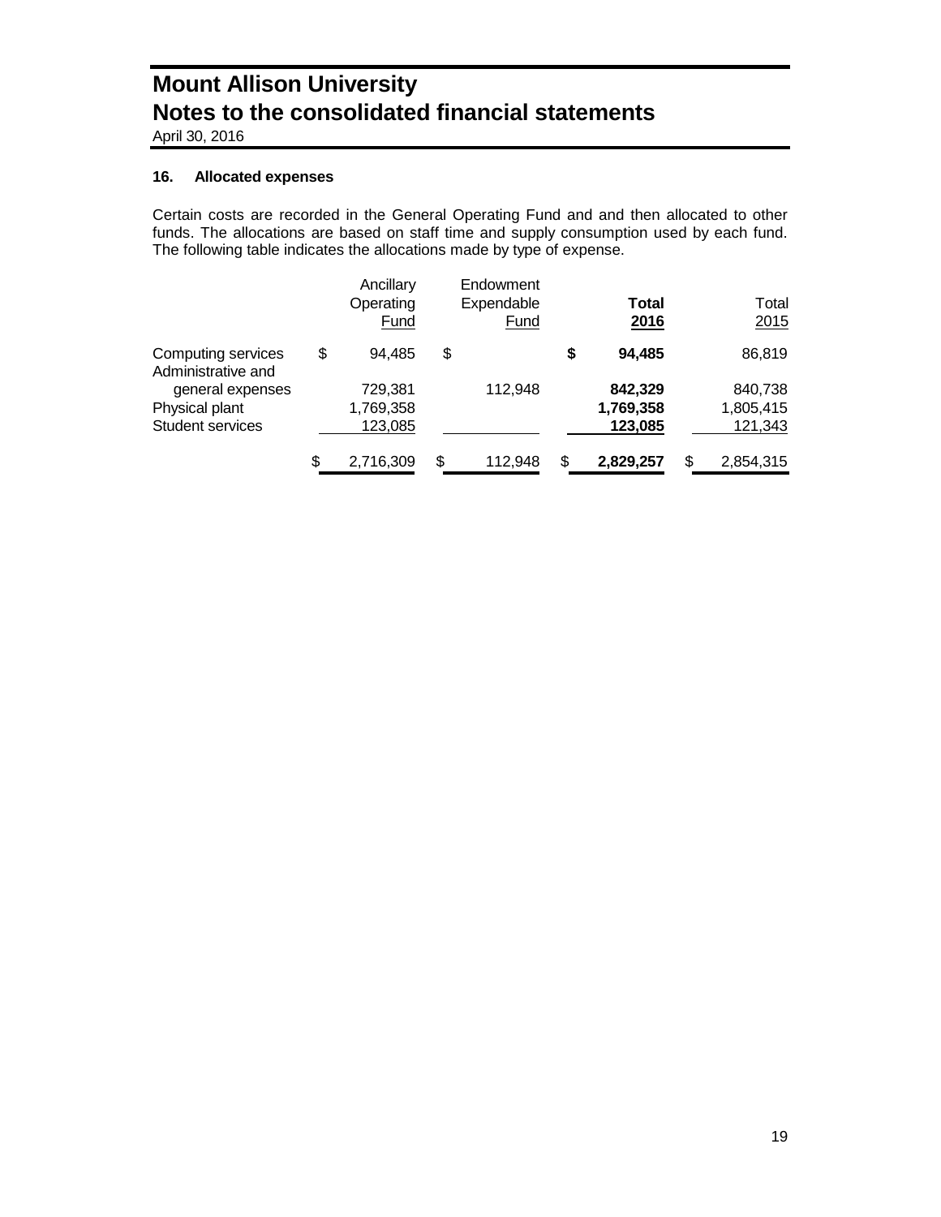# Mount Allison University
# Notes to the consolidated financial statements

April 30, 2016

### 16. Allocated expenses

Certain costs are recorded in the General Operating Fund and and then allocated to other funds. The allocations are based on staff time and supply consumption used by each fund. The following table indicates the allocations made by type of expense.

| | Ancillary Operating Fund | Endowment Expendable Fund | **Total 2016** | Total 2015 |
|---|---|---|---|---|
| Computing services | $ 94,485 | $ | **$ 94,485** | 86,819 |
| Administrative and general expenses | 729,381 | 112,948 | **842,329** | 840,738 |
| Physical plant | 1,769,358 | | **1,769,358** | 1,805,415 |
| Student services | 123,085 | | **123,085** | 121,343 |
| | $ 2,716,309 | $ 112,948 | $ **2,829,257** | $ 2,854,315 |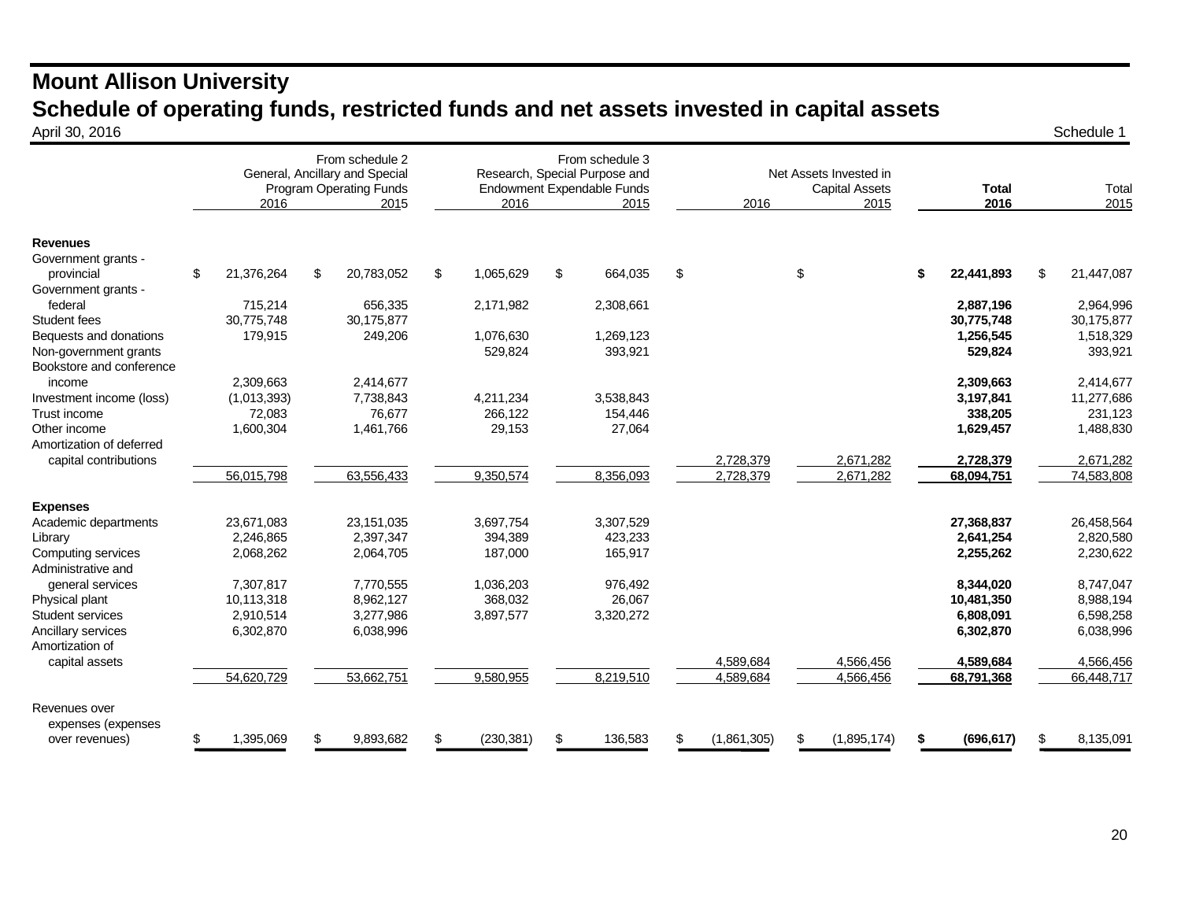# Mount Allison University

## Schedule of operating funds, restricted funds and net assets invested in capital assets

April 30, 2016 Schedule 1

| | From schedule 2 General, Ancillary and Special Program Operating Funds | | From schedule 3 Research, Special Purpose and Endowment Expendable Funds | | Net Assets Invested in Capital Assets | | **Total** | Total |
|---|---|---|---|---|---|---|---|---|
| | 2016 | 2015 | 2016 | 2015 | 2016 | 2015 | **2016** | 2015 |
| **Revenues** | | | | | | | | |
| Government grants - provincial | $ 21,376,264 | $ 20,783,052 | $ 1,065,629 | $ 664,035 | $ | $ | **$ 22,441,893** | $ 21,447,087 |
| Government grants - federal | 715,214 | 656,335 | 2,171,982 | 2,308,661 | | | **2,887,196** | 2,964,996 |
| Student fees | 30,775,748 | 30,175,877 | | | | | **30,775,748** | 30,175,877 |
| Bequests and donations | 179,915 | 249,206 | 1,076,630 | 1,269,123 | | | **1,256,545** | 1,518,329 |
| Non-government grants | | | 529,824 | 393,921 | | | **529,824** | 393,921 |
| Bookstore and conference income | 2,309,663 | 2,414,677 | | | | | **2,309,663** | 2,414,677 |
| Investment income (loss) | (1,013,393) | 7,738,843 | 4,211,234 | 3,538,843 | | | **3,197,841** | 11,277,686 |
| Trust income | 72,083 | 76,677 | 266,122 | 154,446 | | | **338,205** | 231,123 |
| Other income | 1,600,304 | 1,461,766 | 29,153 | 27,064 | | | **1,629,457** | 1,488,830 |
| Amortization of deferred capital contributions | | | | | 2,728,379 | 2,671,282 | **2,728,379** | 2,671,282 |
| | 56,015,798 | 63,556,433 | 9,350,574 | 8,356,093 | 2,728,379 | 2,671,282 | **68,094,751** | 74,583,808 |
| **Expenses** | | | | | | | | |
| Academic departments | 23,671,083 | 23,151,035 | 3,697,754 | 3,307,529 | | | **27,368,837** | 26,458,564 |
| Library | 2,246,865 | 2,397,347 | 394,389 | 423,233 | | | **2,641,254** | 2,820,580 |
| Computing services | 2,068,262 | 2,064,705 | 187,000 | 165,917 | | | **2,255,262** | 2,230,622 |
| Administrative and general services | 7,307,817 | 7,770,555 | 1,036,203 | 976,492 | | | **8,344,020** | 8,747,047 |
| Physical plant | 10,113,318 | 8,962,127 | 368,032 | 26,067 | | | **10,481,350** | 8,988,194 |
| Student services | 2,910,514 | 3,277,986 | 3,897,577 | 3,320,272 | | | **6,808,091** | 6,598,258 |
| Ancillary services | 6,302,870 | 6,038,996 | | | | | **6,302,870** | 6,038,996 |
| Amortization of capital assets | | | | | 4,589,684 | 4,566,456 | **4,589,684** | 4,566,456 |
| | 54,620,729 | 53,662,751 | 9,580,955 | 8,219,510 | 4,589,684 | 4,566,456 | **68,791,368** | 66,448,717 |
| Revenues over expenses (expenses over revenues) | $ 1,395,069 | $ 9,893,682 | $ (230,381) | $ 136,583 | $ (1,861,305) | $ (1,895,174) | **$ (696,617)** | $ 8,135,091 |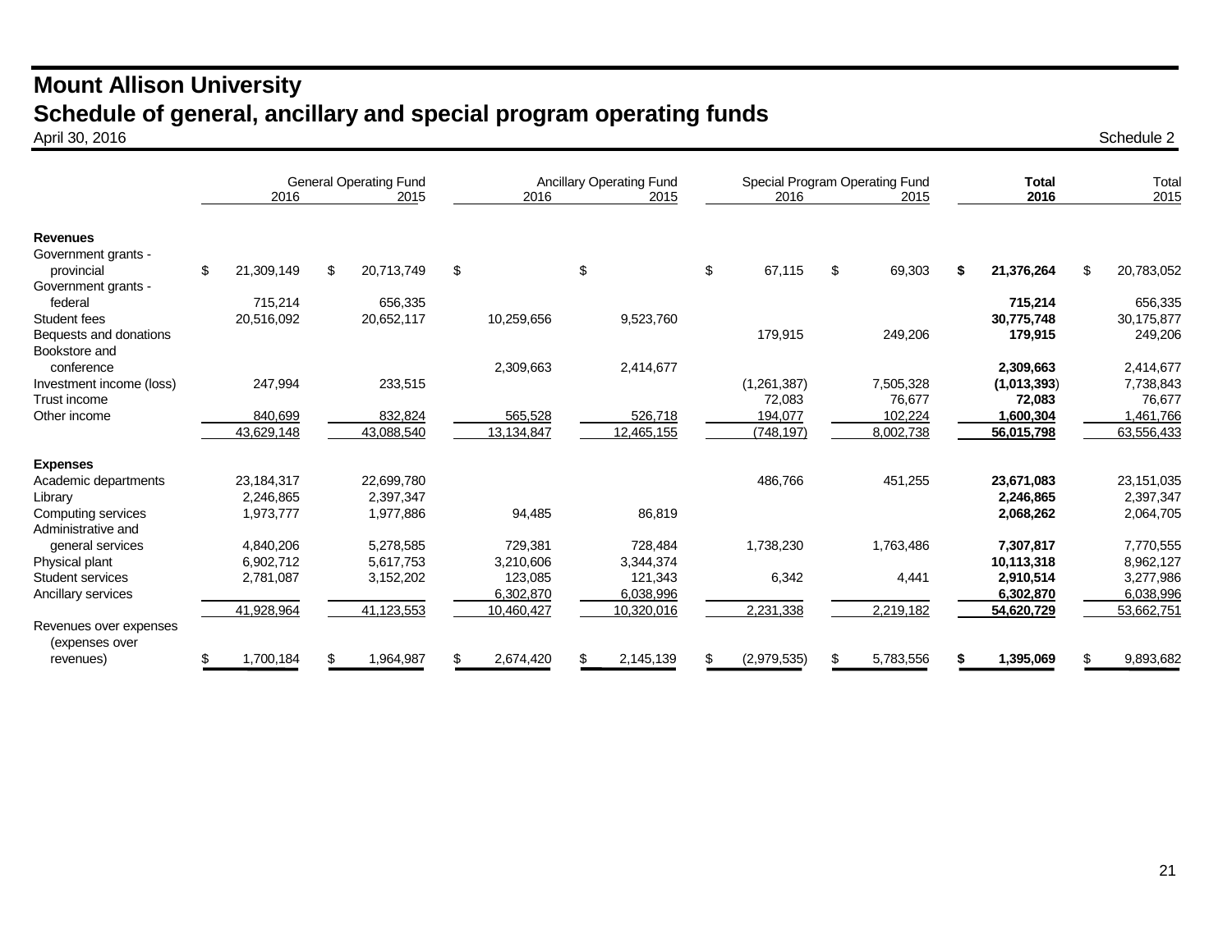# Mount Allison University

## Schedule of general, ancillary and special program operating funds

April 30, 2016

Schedule 2

| | General Operating Fund 2016 | General Operating Fund 2015 | Ancillary Operating Fund 2016 | Ancillary Operating Fund 2015 | Special Program Operating Fund 2016 | Special Program Operating Fund 2015 | **Total 2016** | Total 2015 |
|---|---|---|---|---|---|---|---|---|
| **Revenues** | | | | | | | | |
| Government grants - provincial | $ 21,309,149 | $ 20,713,749 | $ | $ | $ 67,115 | $ 69,303 | **$ 21,376,264** | $ 20,783,052 |
| Government grants - federal | 715,214 | 656,335 | | | | | **715,214** | 656,335 |
| Student fees | 20,516,092 | 20,652,117 | 10,259,656 | 9,523,760 | | | **30,775,748** | 30,175,877 |
| Bequests and donations | | | | | 179,915 | 249,206 | **179,915** | 249,206 |
| Bookstore and conference | | | 2,309,663 | 2,414,677 | | | **2,309,663** | 2,414,677 |
| Investment income (loss) | 247,994 | 233,515 | | | (1,261,387) | 7,505,328 | **(1,013,393)** | 7,738,843 |
| Trust income | | | | | 72,083 | 76,677 | **72,083** | 76,677 |
| Other income | 840,699 | 832,824 | 565,528 | 526,718 | 194,077 | 102,224 | **1,600,304** | 1,461,766 |
| | 43,629,148 | 43,088,540 | 13,134,847 | 12,465,155 | (748,197) | 8,002,738 | **56,015,798** | 63,556,433 |
| **Expenses** | | | | | | | | |
| Academic departments | 23,184,317 | 22,699,780 | | | 486,766 | 451,255 | **23,671,083** | 23,151,035 |
| Library | 2,246,865 | 2,397,347 | | | | | **2,246,865** | 2,397,347 |
| Computing services | 1,973,777 | 1,977,886 | 94,485 | 86,819 | | | **2,068,262** | 2,064,705 |
| Administrative and general services | 4,840,206 | 5,278,585 | 729,381 | 728,484 | 1,738,230 | 1,763,486 | **7,307,817** | 7,770,555 |
| Physical plant | 6,902,712 | 5,617,753 | 3,210,606 | 3,344,374 | | | **10,113,318** | 8,962,127 |
| Student services | 2,781,087 | 3,152,202 | 123,085 | 121,343 | 6,342 | 4,441 | **2,910,514** | 3,277,986 |
| Ancillary services | | | 6,302,870 | 6,038,996 | | | **6,302,870** | 6,038,996 |
| | 41,928,964 | 41,123,553 | 10,460,427 | 10,320,016 | 2,231,338 | 2,219,182 | **54,620,729** | 53,662,751 |
| Revenues over expenses (expenses over revenues) | $ 1,700,184 | $ 1,964,987 | $ 2,674,420 | $ 2,145,139 | $ (2,979,535) | $ 5,783,556 | **$ 1,395,069** | $ 9,893,682 |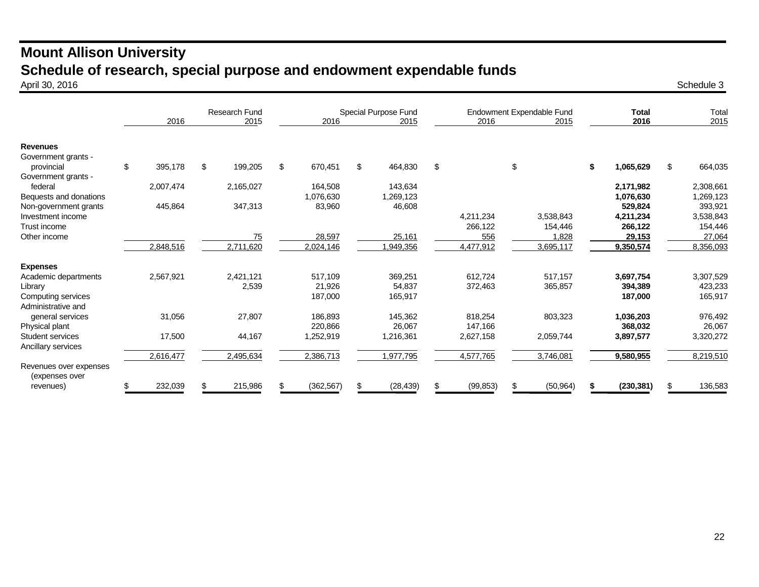# Mount Allison University
## Schedule of research, special purpose and endowment expendable funds

April 30, 2016 Schedule 3

| | Research Fund | | Special Purpose Fund | | Endowment Expendable Fund | | **Total** | Total |
|---|---|---|---|---|---|---|---|---|
| | 2016 | 2015 | 2016 | 2015 | 2016 | 2015 | **2016** | 2015 |
| **Revenues** | | | | | | | | |
| Government grants - provincial | $ 395,178 | $ 199,205 | $ 670,451 | $ 464,830 | $ | $ | **$ 1,065,629** | $ 664,035 |
| Government grants - federal | 2,007,474 | 2,165,027 | 164,508 | 143,634 | | | **2,171,982** | 2,308,661 |
| Bequests and donations | | | 1,076,630 | 1,269,123 | | | **1,076,630** | 1,269,123 |
| Non-government grants | 445,864 | 347,313 | 83,960 | 46,608 | | | **529,824** | 393,921 |
| Investment income | | | | | 4,211,234 | 3,538,843 | **4,211,234** | 3,538,843 |
| Trust income | | | | | 266,122 | 154,446 | **266,122** | 154,446 |
| Other income | | 75 | 28,597 | 25,161 | 556 | 1,828 | **29,153** | 27,064 |
| | 2,848,516 | 2,711,620 | 2,024,146 | 1,949,356 | 4,477,912 | 3,695,117 | **9,350,574** | 8,356,093 |
| **Expenses** | | | | | | | | |
| Academic departments | 2,567,921 | 2,421,121 | 517,109 | 369,251 | 612,724 | 517,157 | **3,697,754** | 3,307,529 |
| Library | | 2,539 | 21,926 | 54,837 | 372,463 | 365,857 | **394,389** | 423,233 |
| Computing services | | | 187,000 | 165,917 | | | **187,000** | 165,917 |
| Administrative and general services | 31,056 | 27,807 | 186,893 | 145,362 | 818,254 | 803,323 | **1,036,203** | 976,492 |
| Physical plant | | | 220,866 | 26,067 | 147,166 | | **368,032** | 26,067 |
| Student services | 17,500 | 44,167 | 1,252,919 | 1,216,361 | 2,627,158 | 2,059,744 | **3,897,577** | 3,320,272 |
| Ancillary services | | | | | | | | |
| | 2,616,477 | 2,495,634 | 2,386,713 | 1,977,795 | 4,577,765 | 3,746,081 | **9,580,955** | 8,219,510 |
| Revenues over expenses (expenses over revenues) | $ 232,039 | $ 215,986 | $ (362,567) | $ (28,439) | $ (99,853) | $ (50,964) | **$ (230,381)** | $ 136,583 |